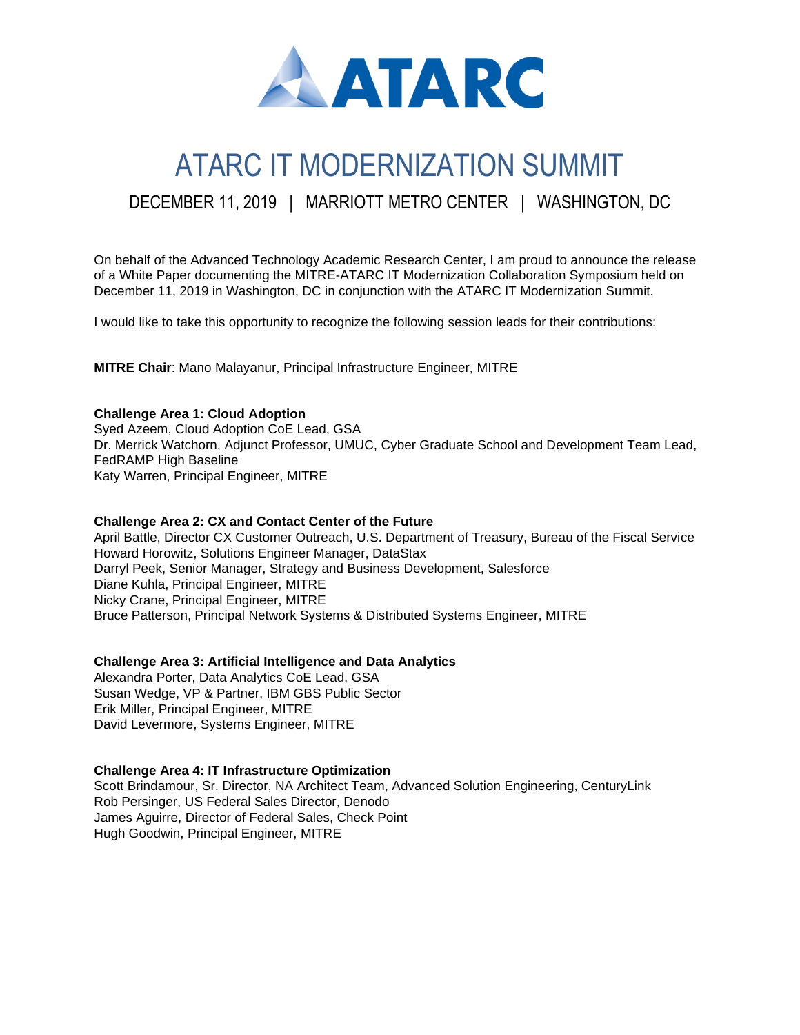# ATARC

# ATARC IT MODERNIZATION SUMMIT

## DECEMBER 11, 2019 | MARRIOTT METRO CENTER | WASHINGTON, DC

On behalf of the Advanced Technology Academic Research Center, I am proud to announce the release of a White Paper documenting the MITRE-ATARC IT Modernization Collaboration Symposium held on December 11, 2019 in Washington, DC in conjunction with the ATARC IT Modernization Summit.

I would like to take this opportunity to recognize the following session leads for their contributions:

**MITRE Chair**: Mano Malayanur, Principal Infrastructure Engineer, MITRE

**Challenge Area 1: Cloud Adoption**
Syed Azeem, Cloud Adoption CoE Lead, GSA
Dr. Merrick Watchorn, Adjunct Professor, UMUC, Cyber Graduate School and Development Team Lead, FedRAMP High Baseline
Katy Warren, Principal Engineer, MITRE

**Challenge Area 2: CX and Contact Center of the Future**
April Battle, Director CX Customer Outreach, U.S. Department of Treasury, Bureau of the Fiscal Service
Howard Horowitz, Solutions Engineer Manager, DataStax
Darryl Peek, Senior Manager, Strategy and Business Development, Salesforce
Diane Kuhla, Principal Engineer, MITRE
Nicky Crane, Principal Engineer, MITRE
Bruce Patterson, Principal Network Systems & Distributed Systems Engineer, MITRE

**Challenge Area 3: Artificial Intelligence and Data Analytics**
Alexandra Porter, Data Analytics CoE Lead, GSA
Susan Wedge, VP & Partner, IBM GBS Public Sector
Erik Miller, Principal Engineer, MITRE
David Levermore, Systems Engineer, MITRE

**Challenge Area 4: IT Infrastructure Optimization**
Scott Brindamour, Sr. Director, NA Architect Team, Advanced Solution Engineering, CenturyLink
Rob Persinger, US Federal Sales Director, Denodo
James Aguirre, Director of Federal Sales, Check Point
Hugh Goodwin, Principal Engineer, MITRE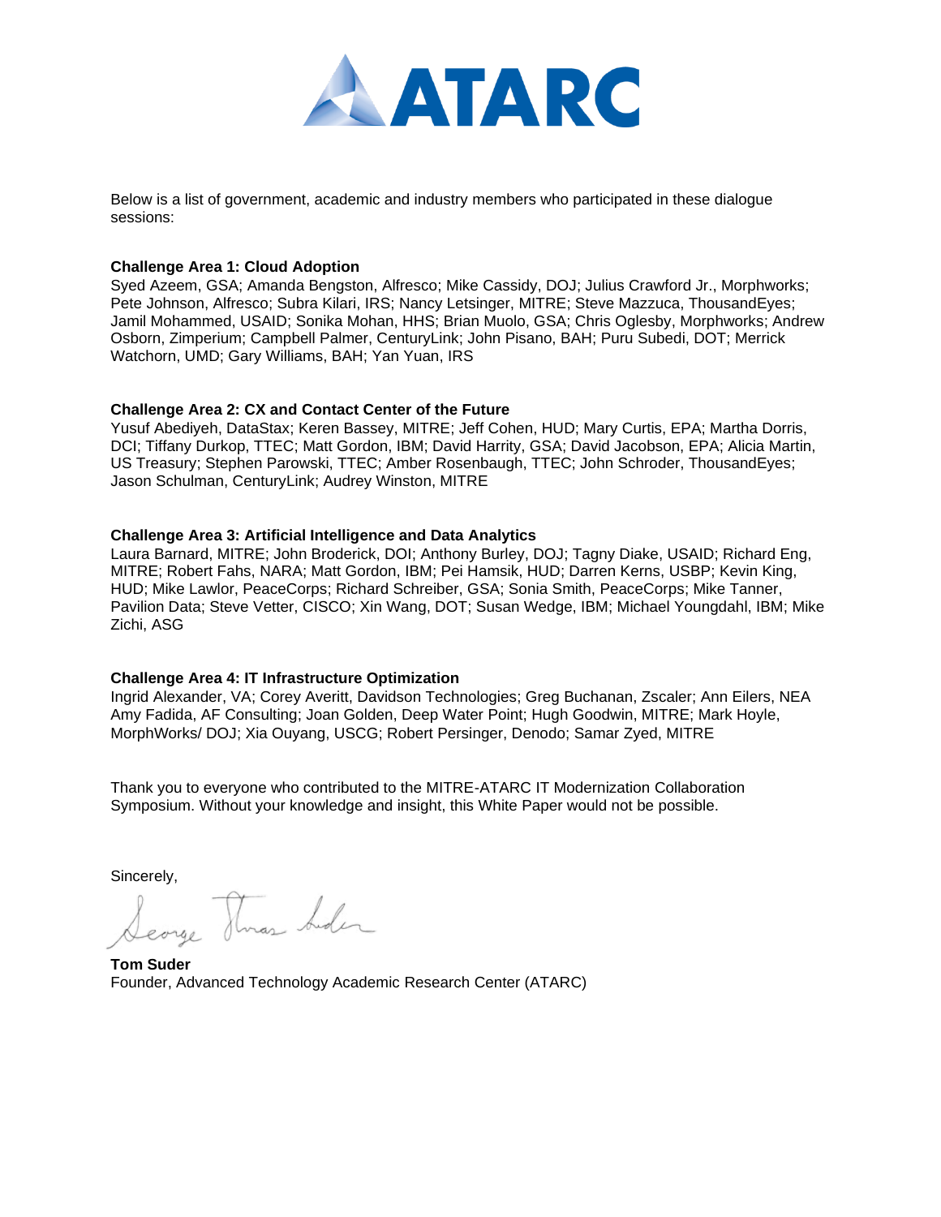Below is a list of government, academic and industry members who participated in these dialogue sessions:

**Challenge Area 1: Cloud Adoption**
Syed Azeem, GSA; Amanda Bengston, Alfresco; Mike Cassidy, DOJ; Julius Crawford Jr., Morphworks; Pete Johnson, Alfresco; Subra Kilari, IRS; Nancy Letsinger, MITRE; Steve Mazzuca, ThousandEyes; Jamil Mohammed, USAID; Sonika Mohan, HHS; Brian Muolo, GSA; Chris Oglesby, Morphworks; Andrew Osborn, Zimperium; Campbell Palmer, CenturyLink; John Pisano, BAH; Puru Subedi, DOT; Merrick Watchorn, UMD; Gary Williams, BAH; Yan Yuan, IRS

**Challenge Area 2: CX and Contact Center of the Future**
Yusuf Abediyeh, DataStax; Keren Bassey, MITRE; Jeff Cohen, HUD; Mary Curtis, EPA; Martha Dorris, DCI; Tiffany Durkop, TTEC; Matt Gordon, IBM; David Harrity, GSA; David Jacobson, EPA; Alicia Martin, US Treasury; Stephen Parowski, TTEC; Amber Rosenbaugh, TTEC; John Schroder, ThousandEyes; Jason Schulman, CenturyLink; Audrey Winston, MITRE

**Challenge Area 3: Artificial Intelligence and Data Analytics**
Laura Barnard, MITRE; John Broderick, DOI; Anthony Burley, DOJ; Tagny Diake, USAID; Richard Eng, MITRE; Robert Fahs, NARA; Matt Gordon, IBM; Pei Hamsik, HUD; Darren Kerns, USBP; Kevin King, HUD; Mike Lawlor, PeaceCorps; Richard Schreiber, GSA; Sonia Smith, PeaceCorps; Mike Tanner, Pavilion Data; Steve Vetter, CISCO; Xin Wang, DOT; Susan Wedge, IBM; Michael Youngdahl, IBM; Mike Zichi, ASG

**Challenge Area 4: IT Infrastructure Optimization**
Ingrid Alexander, VA; Corey Averitt, Davidson Technologies; Greg Buchanan, Zscaler; Ann Eilers, NEA Amy Fadida, AF Consulting; Joan Golden, Deep Water Point; Hugh Goodwin, MITRE; Mark Hoyle, MorphWorks/ DOJ; Xia Ouyang, USCG; Robert Persinger, Denodo; Samar Zyed, MITRE

Thank you to everyone who contributed to the MITRE-ATARC IT Modernization Collaboration Symposium. Without your knowledge and insight, this White Paper would not be possible.

Sincerely,

**Tom Suder**
Founder, Advanced Technology Academic Research Center (ATARC)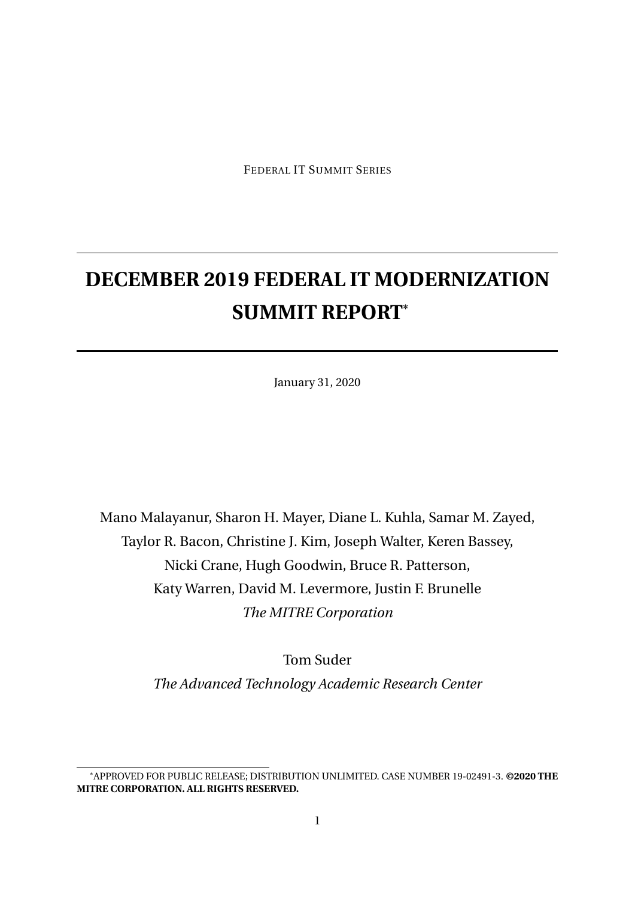FEDERAL IT SUMMIT SERIES

# DECEMBER 2019 FEDERAL IT MODERNIZATION SUMMIT REPORT*

January 31, 2020

Mano Malayanur, Sharon H. Mayer, Diane L. Kuhla, Samar M. Zayed, Taylor R. Bacon, Christine J. Kim, Joseph Walter, Keren Bassey, Nicki Crane, Hugh Goodwin, Bruce R. Patterson, Katy Warren, David M. Levermore, Justin F. Brunelle
*The MITRE Corporation*

Tom Suder
*The Advanced Technology Academic Research Center*

---

*APPROVED FOR PUBLIC RELEASE; DISTRIBUTION UNLIMITED. CASE NUMBER 19-02491-3. **©2020 THE MITRE CORPORATION. ALL RIGHTS RESERVED.**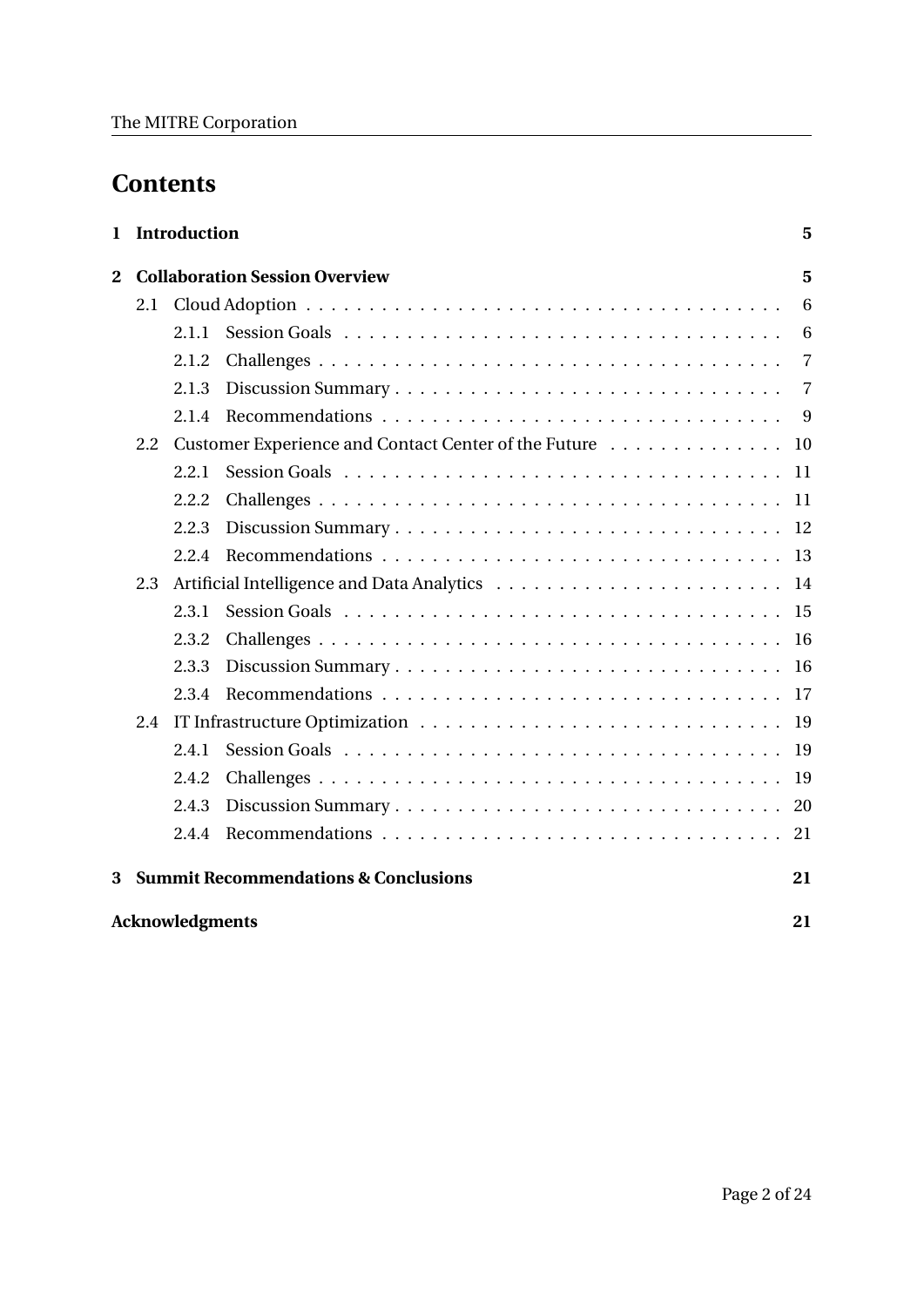# Contents

| | | |
|---|---|---|
| **1 Introduction** | | **5** |
| **2 Collaboration Session Overview** | | **5** |
| 2.1 Cloud Adoption | | 6 |
| | 2.1.1 Session Goals | 6 |
| | 2.1.2 Challenges | 7 |
| | 2.1.3 Discussion Summary | 7 |
| | 2.1.4 Recommendations | 9 |
| 2.2 Customer Experience and Contact Center of the Future | | 10 |
| | 2.2.1 Session Goals | 11 |
| | 2.2.2 Challenges | 11 |
| | 2.2.3 Discussion Summary | 12 |
| | 2.2.4 Recommendations | 13 |
| 2.3 Artificial Intelligence and Data Analytics | | 14 |
| | 2.3.1 Session Goals | 15 |
| | 2.3.2 Challenges | 16 |
| | 2.3.3 Discussion Summary | 16 |
| | 2.3.4 Recommendations | 17 |
| 2.4 IT Infrastructure Optimization | | 19 |
| | 2.4.1 Session Goals | 19 |
| | 2.4.2 Challenges | 19 |
| | 2.4.3 Discussion Summary | 20 |
| | 2.4.4 Recommendations | 21 |
| **3 Summit Recommendations & Conclusions** | | **21** |
| **Acknowledgments** | | **21** |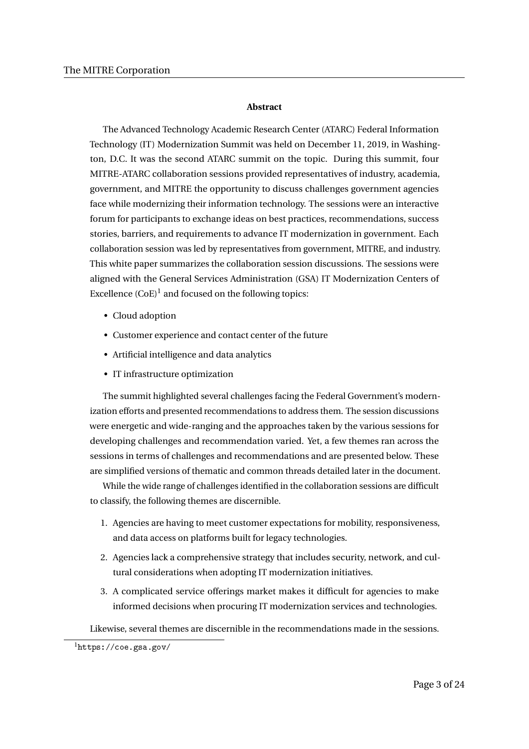## Abstract

The Advanced Technology Academic Research Center (ATARC) Federal Information Technology (IT) Modernization Summit was held on December 11, 2019, in Washington, D.C. It was the second ATARC summit on the topic. During this summit, four MITRE-ATARC collaboration sessions provided representatives of industry, academia, government, and MITRE the opportunity to discuss challenges government agencies face while modernizing their information technology. The sessions were an interactive forum for participants to exchange ideas on best practices, recommendations, success stories, barriers, and requirements to advance IT modernization in government. Each collaboration session was led by representatives from government, MITRE, and industry. This white paper summarizes the collaboration session discussions. The sessions were aligned with the General Services Administration (GSA) IT Modernization Centers of Excellence (CoE)[1] and focused on the following topics:

- Cloud adoption
- Customer experience and contact center of the future
- Artificial intelligence and data analytics
- IT infrastructure optimization

The summit highlighted several challenges facing the Federal Government's modernization efforts and presented recommendations to address them. The session discussions were energetic and wide-ranging and the approaches taken by the various sessions for developing challenges and recommendation varied. Yet, a few themes ran across the sessions in terms of challenges and recommendations and are presented below. These are simplified versions of thematic and common threads detailed later in the document.

While the wide range of challenges identified in the collaboration sessions are difficult to classify, the following themes are discernible.

1. Agencies are having to meet customer expectations for mobility, responsiveness, and data access on platforms built for legacy technologies.
2. Agencies lack a comprehensive strategy that includes security, network, and cultural considerations when adopting IT modernization initiatives.
3. A complicated service offerings market makes it difficult for agencies to make informed decisions when procuring IT modernization services and technologies.

Likewise, several themes are discernible in the recommendations made in the sessions.

[1] https://coe.gsa.gov/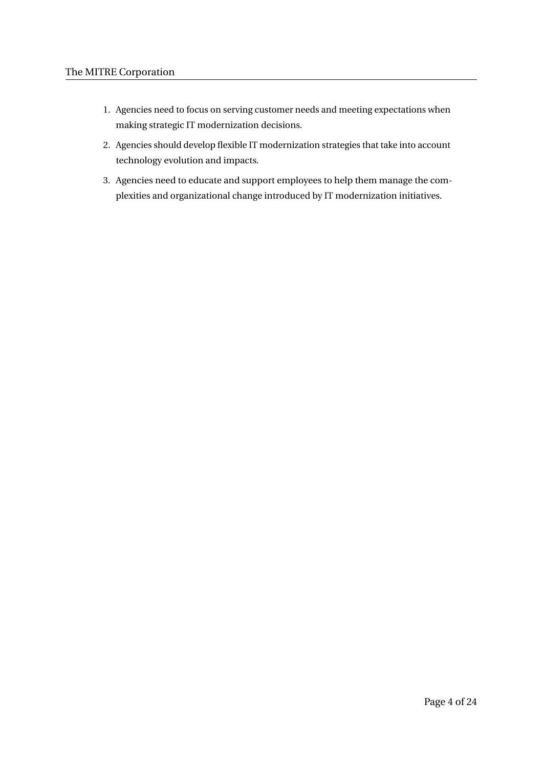1. Agencies need to focus on serving customer needs and meeting expectations when making strategic IT modernization decisions.
2. Agencies should develop flexible IT modernization strategies that take into account technology evolution and impacts.
3. Agencies need to educate and support employees to help them manage the complexities and organizational change introduced by IT modernization initiatives.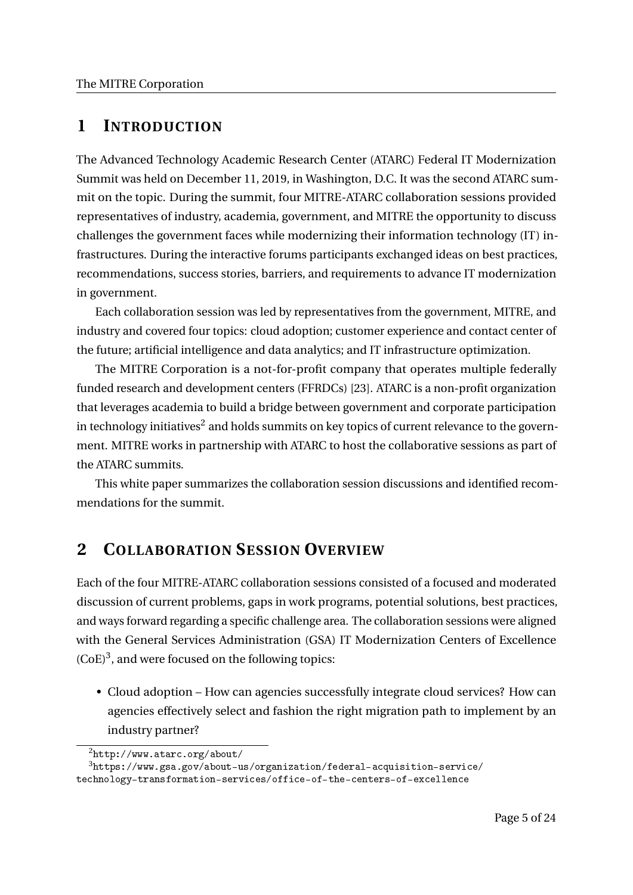# 1 INTRODUCTION

The Advanced Technology Academic Research Center (ATARC) Federal IT Modernization Summit was held on December 11, 2019, in Washington, D.C. It was the second ATARC summit on the topic. During the summit, four MITRE-ATARC collaboration sessions provided representatives of industry, academia, government, and MITRE the opportunity to discuss challenges the government faces while modernizing their information technology (IT) infrastructures. During the interactive forums participants exchanged ideas on best practices, recommendations, success stories, barriers, and requirements to advance IT modernization in government.

Each collaboration session was led by representatives from the government, MITRE, and industry and covered four topics: cloud adoption; customer experience and contact center of the future; artificial intelligence and data analytics; and IT infrastructure optimization.

The MITRE Corporation is a not-for-profit company that operates multiple federally funded research and development centers (FFRDCs) [23]. ATARC is a non-profit organization that leverages academia to build a bridge between government and corporate participation in technology initiatives[2] and holds summits on key topics of current relevance to the government. MITRE works in partnership with ATARC to host the collaborative sessions as part of the ATARC summits.

This white paper summarizes the collaboration session discussions and identified recommendations for the summit.

# 2 COLLABORATION SESSION OVERVIEW

Each of the four MITRE-ATARC collaboration sessions consisted of a focused and moderated discussion of current problems, gaps in work programs, potential solutions, best practices, and ways forward regarding a specific challenge area. The collaboration sessions were aligned with the General Services Administration (GSA) IT Modernization Centers of Excellence (CoE)[3], and were focused on the following topics:

- Cloud adoption – How can agencies successfully integrate cloud services? How can agencies effectively select and fashion the right migration path to implement by an industry partner?

---

[2] http://www.atarc.org/about/

[3] https://www.gsa.gov/about-us/organization/federal-acquisition-service/technology-transformation-services/office-of-the-centers-of-excellence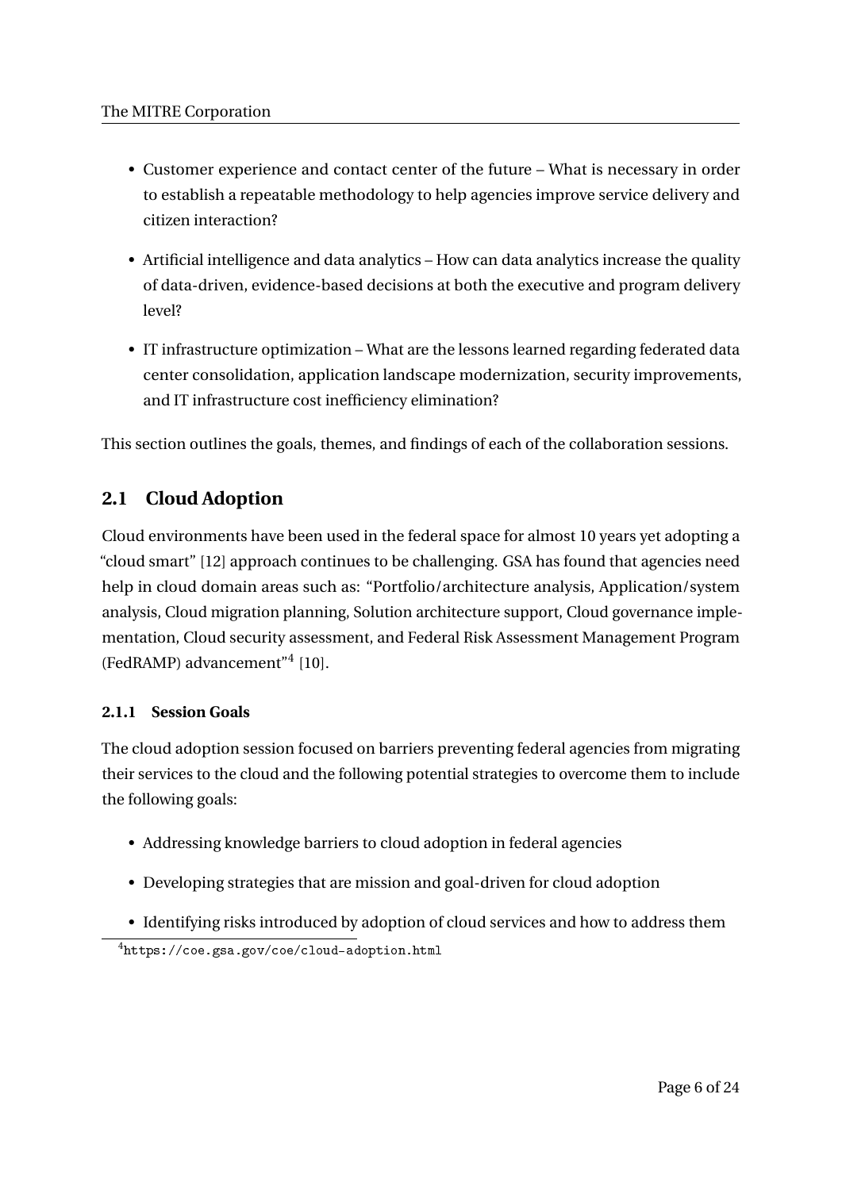- Customer experience and contact center of the future – What is necessary in order to establish a repeatable methodology to help agencies improve service delivery and citizen interaction?
- Artificial intelligence and data analytics – How can data analytics increase the quality of data-driven, evidence-based decisions at both the executive and program delivery level?
- IT infrastructure optimization – What are the lessons learned regarding federated data center consolidation, application landscape modernization, security improvements, and IT infrastructure cost inefficiency elimination?

This section outlines the goals, themes, and findings of each of the collaboration sessions.

## 2.1 Cloud Adoption

Cloud environments have been used in the federal space for almost 10 years yet adopting a "cloud smart" [12] approach continues to be challenging. GSA has found that agencies need help in cloud domain areas such as: "Portfolio/architecture analysis, Application/system analysis, Cloud migration planning, Solution architecture support, Cloud governance implementation, Cloud security assessment, and Federal Risk Assessment Management Program (FedRAMP) advancement"[4] [10].

### 2.1.1 Session Goals

The cloud adoption session focused on barriers preventing federal agencies from migrating their services to the cloud and the following potential strategies to overcome them to include the following goals:

- Addressing knowledge barriers to cloud adoption in federal agencies
- Developing strategies that are mission and goal-driven for cloud adoption
- Identifying risks introduced by adoption of cloud services and how to address them

[4] https://coe.gsa.gov/coe/cloud-adoption.html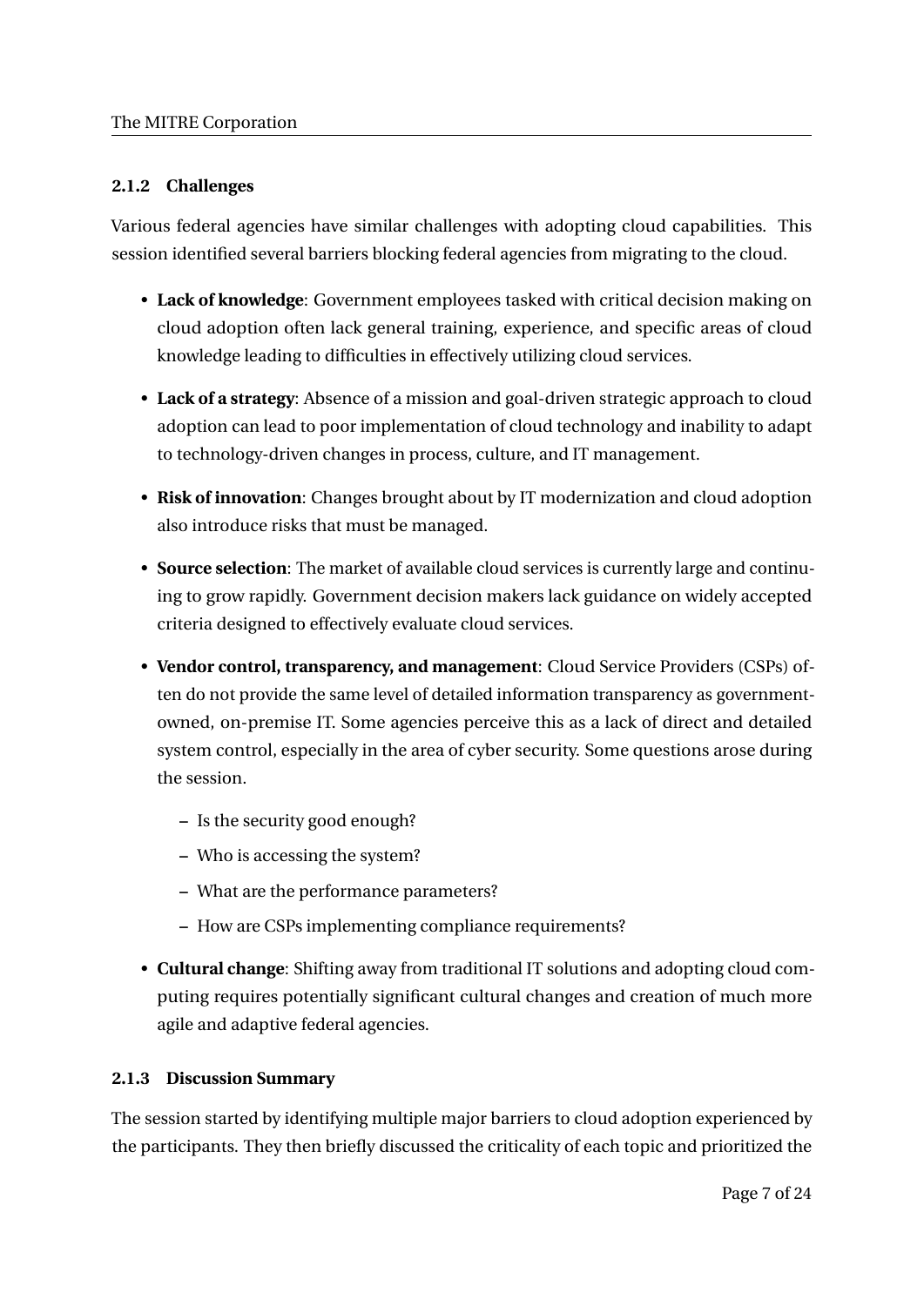### 2.1.2 Challenges

Various federal agencies have similar challenges with adopting cloud capabilities. This session identified several barriers blocking federal agencies from migrating to the cloud.

- **Lack of knowledge**: Government employees tasked with critical decision making on cloud adoption often lack general training, experience, and specific areas of cloud knowledge leading to difficulties in effectively utilizing cloud services.
- **Lack of a strategy**: Absence of a mission and goal-driven strategic approach to cloud adoption can lead to poor implementation of cloud technology and inability to adapt to technology-driven changes in process, culture, and IT management.
- **Risk of innovation**: Changes brought about by IT modernization and cloud adoption also introduce risks that must be managed.
- **Source selection**: The market of available cloud services is currently large and continuing to grow rapidly. Government decision makers lack guidance on widely accepted criteria designed to effectively evaluate cloud services.
- **Vendor control, transparency, and management**: Cloud Service Providers (CSPs) often do not provide the same level of detailed information transparency as government-owned, on-premise IT. Some agencies perceive this as a lack of direct and detailed system control, especially in the area of cyber security. Some questions arose during the session.
  - Is the security good enough?
  - Who is accessing the system?
  - What are the performance parameters?
  - How are CSPs implementing compliance requirements?
- **Cultural change**: Shifting away from traditional IT solutions and adopting cloud computing requires potentially significant cultural changes and creation of much more agile and adaptive federal agencies.

### 2.1.3 Discussion Summary

The session started by identifying multiple major barriers to cloud adoption experienced by the participants. They then briefly discussed the criticality of each topic and prioritized the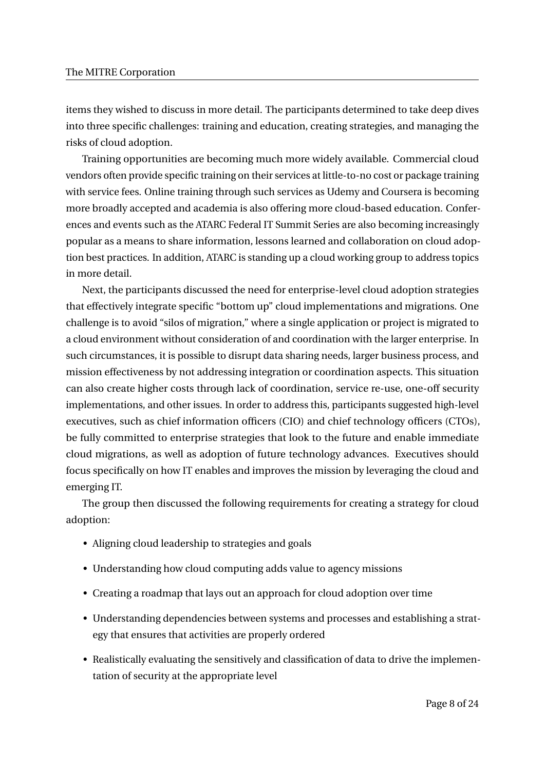items they wished to discuss in more detail. The participants determined to take deep dives into three specific challenges: training and education, creating strategies, and managing the risks of cloud adoption.

Training opportunities are becoming much more widely available. Commercial cloud vendors often provide specific training on their services at little-to-no cost or package training with service fees. Online training through such services as Udemy and Coursera is becoming more broadly accepted and academia is also offering more cloud-based education. Conferences and events such as the ATARC Federal IT Summit Series are also becoming increasingly popular as a means to share information, lessons learned and collaboration on cloud adoption best practices. In addition, ATARC is standing up a cloud working group to address topics in more detail.

Next, the participants discussed the need for enterprise-level cloud adoption strategies that effectively integrate specific "bottom up" cloud implementations and migrations. One challenge is to avoid "silos of migration," where a single application or project is migrated to a cloud environment without consideration of and coordination with the larger enterprise. In such circumstances, it is possible to disrupt data sharing needs, larger business process, and mission effectiveness by not addressing integration or coordination aspects. This situation can also create higher costs through lack of coordination, service re-use, one-off security implementations, and other issues. In order to address this, participants suggested high-level executives, such as chief information officers (CIO) and chief technology officers (CTOs), be fully committed to enterprise strategies that look to the future and enable immediate cloud migrations, as well as adoption of future technology advances. Executives should focus specifically on how IT enables and improves the mission by leveraging the cloud and emerging IT.

The group then discussed the following requirements for creating a strategy for cloud adoption:

- Aligning cloud leadership to strategies and goals
- Understanding how cloud computing adds value to agency missions
- Creating a roadmap that lays out an approach for cloud adoption over time
- Understanding dependencies between systems and processes and establishing a strategy that ensures that activities are properly ordered
- Realistically evaluating the sensitively and classification of data to drive the implementation of security at the appropriate level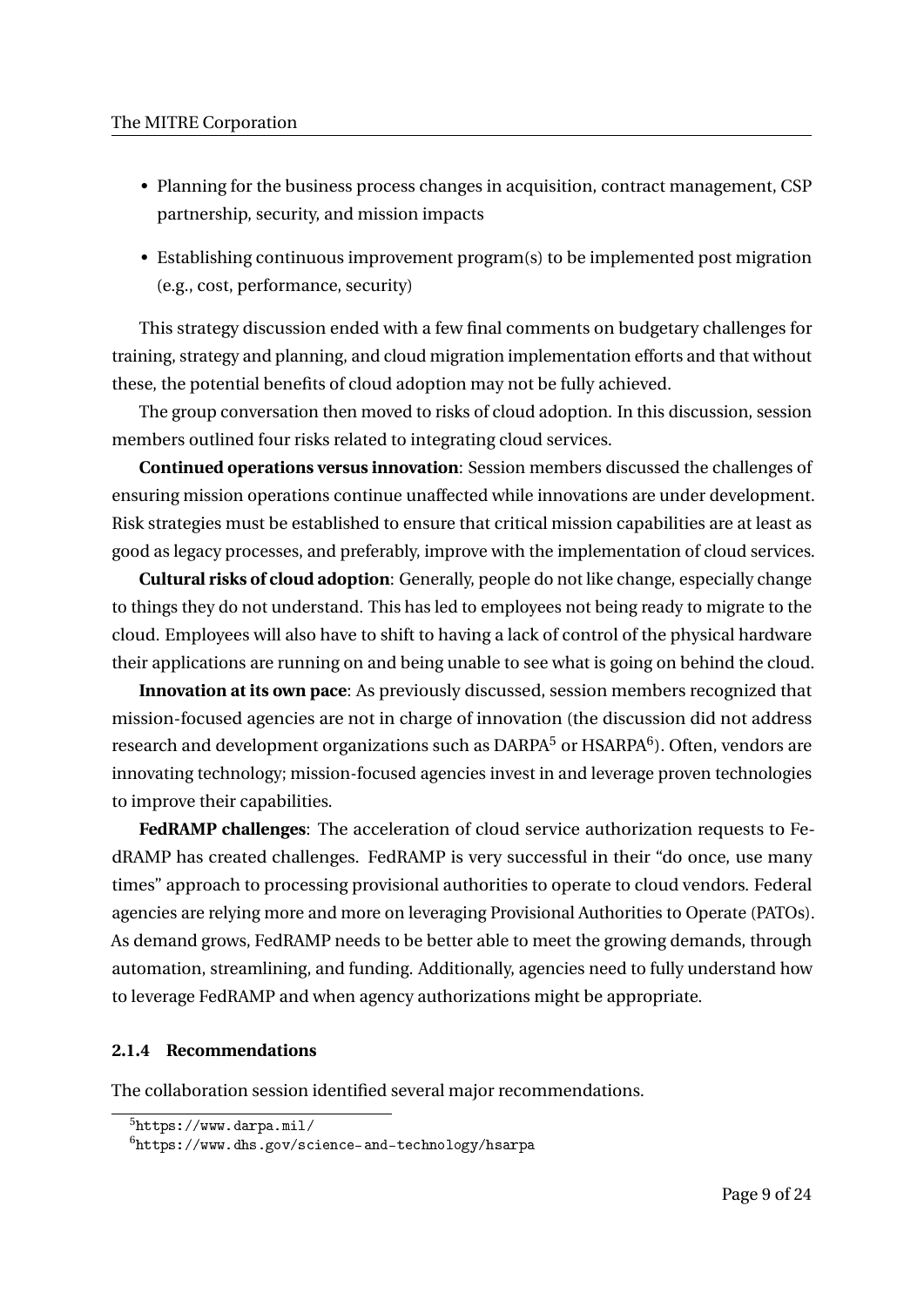- Planning for the business process changes in acquisition, contract management, CSP partnership, security, and mission impacts
- Establishing continuous improvement program(s) to be implemented post migration (e.g., cost, performance, security)

This strategy discussion ended with a few final comments on budgetary challenges for training, strategy and planning, and cloud migration implementation efforts and that without these, the potential benefits of cloud adoption may not be fully achieved.

The group conversation then moved to risks of cloud adoption. In this discussion, session members outlined four risks related to integrating cloud services.

**Continued operations versus innovation**: Session members discussed the challenges of ensuring mission operations continue unaffected while innovations are under development. Risk strategies must be established to ensure that critical mission capabilities are at least as good as legacy processes, and preferably, improve with the implementation of cloud services.

**Cultural risks of cloud adoption**: Generally, people do not like change, especially change to things they do not understand. This has led to employees not being ready to migrate to the cloud. Employees will also have to shift to having a lack of control of the physical hardware their applications are running on and being unable to see what is going on behind the cloud.

**Innovation at its own pace**: As previously discussed, session members recognized that mission-focused agencies are not in charge of innovation (the discussion did not address research and development organizations such as DARPA[5] or HSARPA[6]). Often, vendors are innovating technology; mission-focused agencies invest in and leverage proven technologies to improve their capabilities.

**FedRAMP challenges**: The acceleration of cloud service authorization requests to FedRAMP has created challenges. FedRAMP is very successful in their "do once, use many times" approach to processing provisional authorities to operate to cloud vendors. Federal agencies are relying more and more on leveraging Provisional Authorities to Operate (PATOs). As demand grows, FedRAMP needs to be better able to meet the growing demands, through automation, streamlining, and funding. Additionally, agencies need to fully understand how to leverage FedRAMP and when agency authorizations might be appropriate.

#### 2.1.4 Recommendations

The collaboration session identified several major recommendations.

[5] https://www.darpa.mil/

[6] https://www.dhs.gov/science-and-technology/hsarpa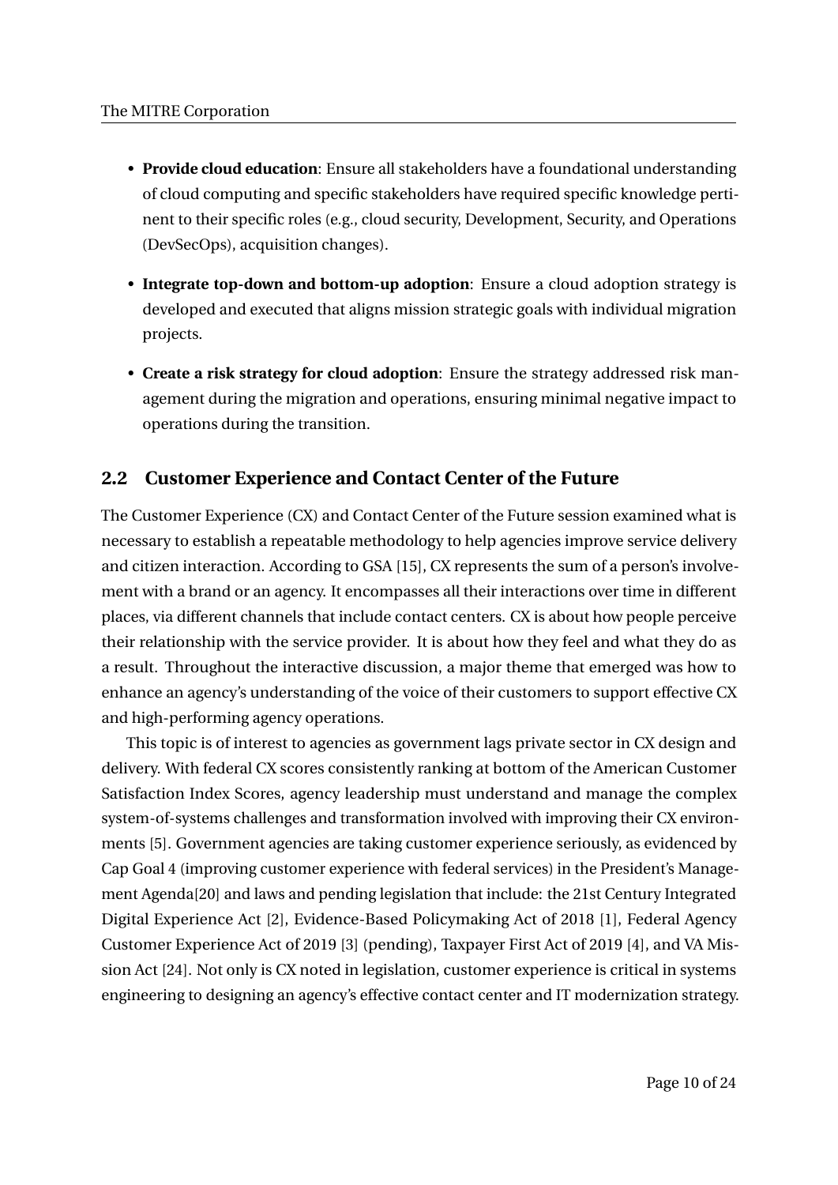- **Provide cloud education**: Ensure all stakeholders have a foundational understanding of cloud computing and specific stakeholders have required specific knowledge pertinent to their specific roles (e.g., cloud security, Development, Security, and Operations (DevSecOps), acquisition changes).
- **Integrate top-down and bottom-up adoption**: Ensure a cloud adoption strategy is developed and executed that aligns mission strategic goals with individual migration projects.
- **Create a risk strategy for cloud adoption**: Ensure the strategy addressed risk management during the migration and operations, ensuring minimal negative impact to operations during the transition.

## 2.2 Customer Experience and Contact Center of the Future

The Customer Experience (CX) and Contact Center of the Future session examined what is necessary to establish a repeatable methodology to help agencies improve service delivery and citizen interaction. According to GSA [15], CX represents the sum of a person's involvement with a brand or an agency. It encompasses all their interactions over time in different places, via different channels that include contact centers. CX is about how people perceive their relationship with the service provider. It is about how they feel and what they do as a result. Throughout the interactive discussion, a major theme that emerged was how to enhance an agency's understanding of the voice of their customers to support effective CX and high-performing agency operations.

This topic is of interest to agencies as government lags private sector in CX design and delivery. With federal CX scores consistently ranking at bottom of the American Customer Satisfaction Index Scores, agency leadership must understand and manage the complex system-of-systems challenges and transformation involved with improving their CX environments [5]. Government agencies are taking customer experience seriously, as evidenced by Cap Goal 4 (improving customer experience with federal services) in the President's Management Agenda[20] and laws and pending legislation that include: the 21st Century Integrated Digital Experience Act [2], Evidence-Based Policymaking Act of 2018 [1], Federal Agency Customer Experience Act of 2019 [3] (pending), Taxpayer First Act of 2019 [4], and VA Mission Act [24]. Not only is CX noted in legislation, customer experience is critical in systems engineering to designing an agency's effective contact center and IT modernization strategy.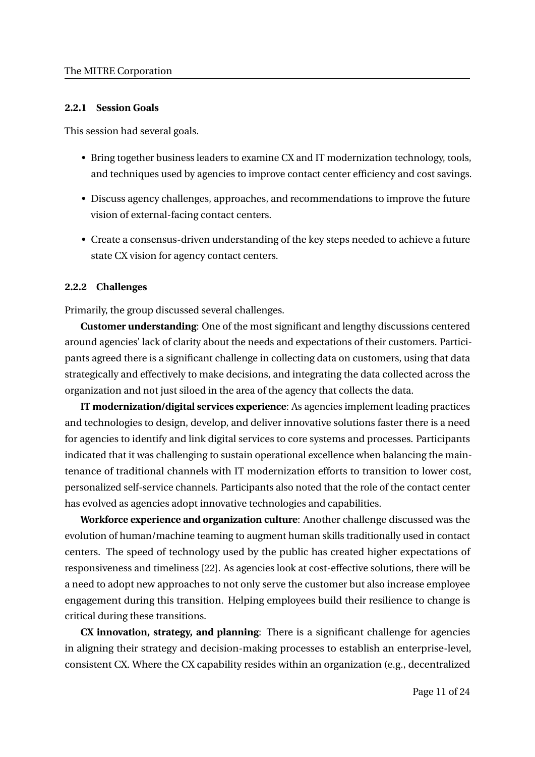#### 2.2.1 Session Goals

This session had several goals.

- Bring together business leaders to examine CX and IT modernization technology, tools, and techniques used by agencies to improve contact center efficiency and cost savings.
- Discuss agency challenges, approaches, and recommendations to improve the future vision of external-facing contact centers.
- Create a consensus-driven understanding of the key steps needed to achieve a future state CX vision for agency contact centers.

#### 2.2.2 Challenges

Primarily, the group discussed several challenges.

**Customer understanding**: One of the most significant and lengthy discussions centered around agencies' lack of clarity about the needs and expectations of their customers. Participants agreed there is a significant challenge in collecting data on customers, using that data strategically and effectively to make decisions, and integrating the data collected across the organization and not just siloed in the area of the agency that collects the data.

**IT modernization/digital services experience**: As agencies implement leading practices and technologies to design, develop, and deliver innovative solutions faster there is a need for agencies to identify and link digital services to core systems and processes. Participants indicated that it was challenging to sustain operational excellence when balancing the maintenance of traditional channels with IT modernization efforts to transition to lower cost, personalized self-service channels. Participants also noted that the role of the contact center has evolved as agencies adopt innovative technologies and capabilities.

**Workforce experience and organization culture**: Another challenge discussed was the evolution of human/machine teaming to augment human skills traditionally used in contact centers. The speed of technology used by the public has created higher expectations of responsiveness and timeliness [22]. As agencies look at cost-effective solutions, there will be a need to adopt new approaches to not only serve the customer but also increase employee engagement during this transition. Helping employees build their resilience to change is critical during these transitions.

**CX innovation, strategy, and planning**: There is a significant challenge for agencies in aligning their strategy and decision-making processes to establish an enterprise-level, consistent CX. Where the CX capability resides within an organization (e.g., decentralized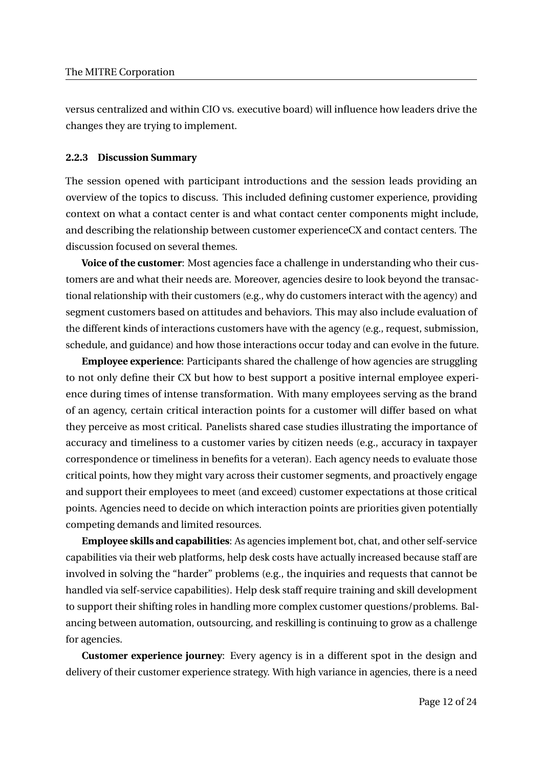versus centralized and within CIO vs. executive board) will influence how leaders drive the changes they are trying to implement.

### 2.2.3 Discussion Summary

The session opened with participant introductions and the session leads providing an overview of the topics to discuss. This included defining customer experience, providing context on what a contact center is and what contact center components might include, and describing the relationship between customer experienceCX and contact centers. The discussion focused on several themes.

**Voice of the customer**: Most agencies face a challenge in understanding who their customers are and what their needs are. Moreover, agencies desire to look beyond the transactional relationship with their customers (e.g., why do customers interact with the agency) and segment customers based on attitudes and behaviors. This may also include evaluation of the different kinds of interactions customers have with the agency (e.g., request, submission, schedule, and guidance) and how those interactions occur today and can evolve in the future.

**Employee experience**: Participants shared the challenge of how agencies are struggling to not only define their CX but how to best support a positive internal employee experience during times of intense transformation. With many employees serving as the brand of an agency, certain critical interaction points for a customer will differ based on what they perceive as most critical. Panelists shared case studies illustrating the importance of accuracy and timeliness to a customer varies by citizen needs (e.g., accuracy in taxpayer correspondence or timeliness in benefits for a veteran). Each agency needs to evaluate those critical points, how they might vary across their customer segments, and proactively engage and support their employees to meet (and exceed) customer expectations at those critical points. Agencies need to decide on which interaction points are priorities given potentially competing demands and limited resources.

**Employee skills and capabilities**: As agencies implement bot, chat, and other self-service capabilities via their web platforms, help desk costs have actually increased because staff are involved in solving the "harder" problems (e.g., the inquiries and requests that cannot be handled via self-service capabilities). Help desk staff require training and skill development to support their shifting roles in handling more complex customer questions/problems. Balancing between automation, outsourcing, and reskilling is continuing to grow as a challenge for agencies.

**Customer experience journey**: Every agency is in a different spot in the design and delivery of their customer experience strategy. With high variance in agencies, there is a need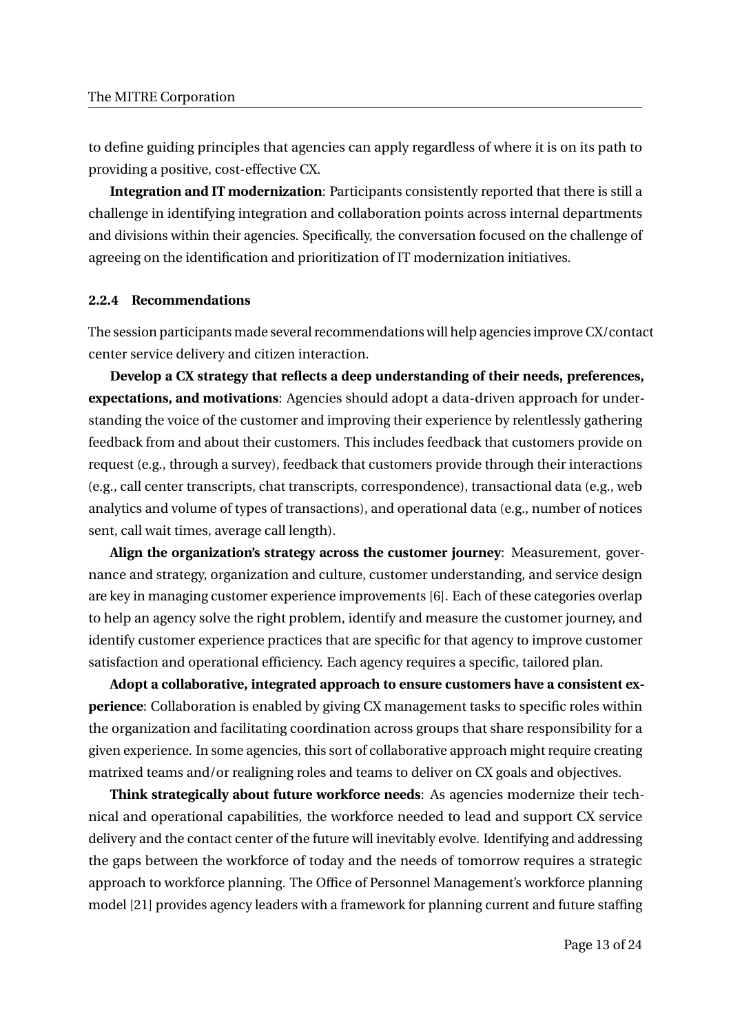to define guiding principles that agencies can apply regardless of where it is on its path to providing a positive, cost-effective CX.

**Integration and IT modernization**: Participants consistently reported that there is still a challenge in identifying integration and collaboration points across internal departments and divisions within their agencies. Specifically, the conversation focused on the challenge of agreeing on the identification and prioritization of IT modernization initiatives.

#### 2.2.4 Recommendations

The session participants made several recommendations will help agencies improve CX/contact center service delivery and citizen interaction.

**Develop a CX strategy that reflects a deep understanding of their needs, preferences, expectations, and motivations**: Agencies should adopt a data-driven approach for understanding the voice of the customer and improving their experience by relentlessly gathering feedback from and about their customers. This includes feedback that customers provide on request (e.g., through a survey), feedback that customers provide through their interactions (e.g., call center transcripts, chat transcripts, correspondence), transactional data (e.g., web analytics and volume of types of transactions), and operational data (e.g., number of notices sent, call wait times, average call length).

**Align the organization's strategy across the customer journey**: Measurement, governance and strategy, organization and culture, customer understanding, and service design are key in managing customer experience improvements [6]. Each of these categories overlap to help an agency solve the right problem, identify and measure the customer journey, and identify customer experience practices that are specific for that agency to improve customer satisfaction and operational efficiency. Each agency requires a specific, tailored plan.

**Adopt a collaborative, integrated approach to ensure customers have a consistent experience**: Collaboration is enabled by giving CX management tasks to specific roles within the organization and facilitating coordination across groups that share responsibility for a given experience. In some agencies, this sort of collaborative approach might require creating matrixed teams and/or realigning roles and teams to deliver on CX goals and objectives.

**Think strategically about future workforce needs**: As agencies modernize their technical and operational capabilities, the workforce needed to lead and support CX service delivery and the contact center of the future will inevitably evolve. Identifying and addressing the gaps between the workforce of today and the needs of tomorrow requires a strategic approach to workforce planning. The Office of Personnel Management's workforce planning model [21] provides agency leaders with a framework for planning current and future staffing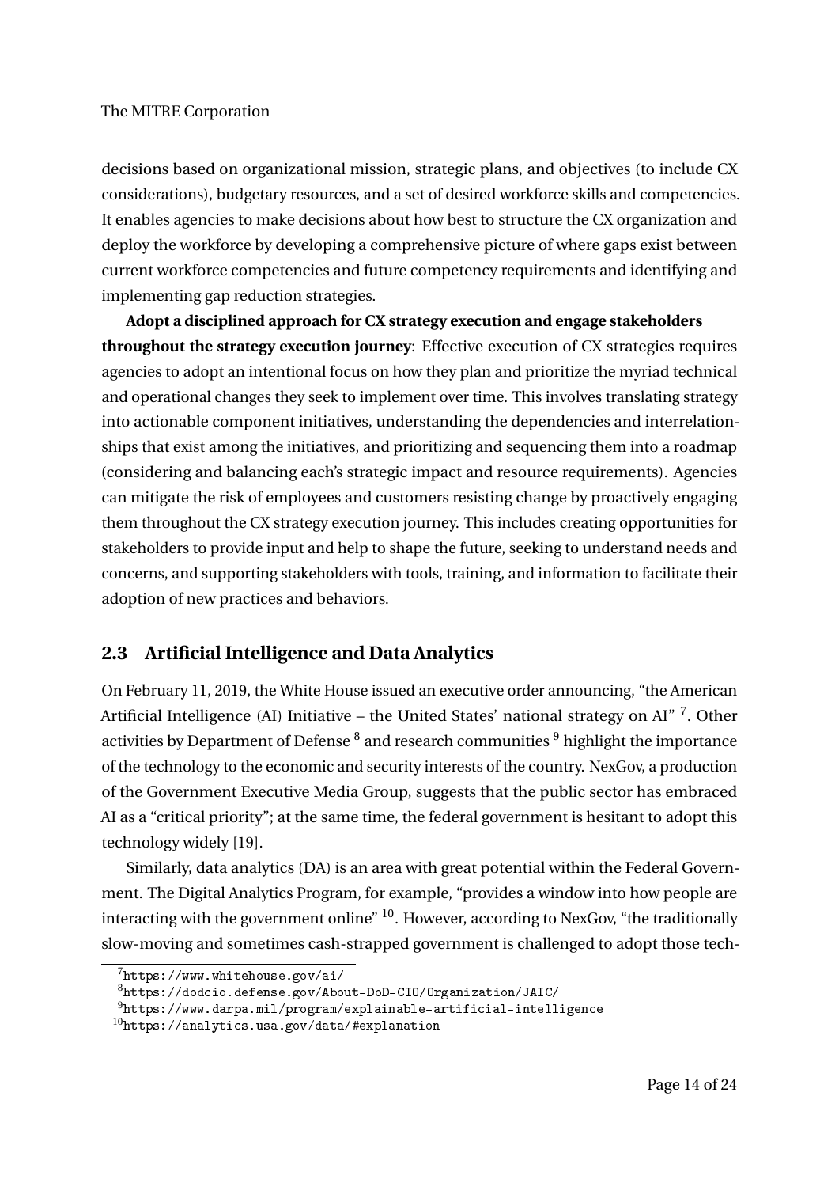decisions based on organizational mission, strategic plans, and objectives (to include CX considerations), budgetary resources, and a set of desired workforce skills and competencies. It enables agencies to make decisions about how best to structure the CX organization and deploy the workforce by developing a comprehensive picture of where gaps exist between current workforce competencies and future competency requirements and identifying and implementing gap reduction strategies.

**Adopt a disciplined approach for CX strategy execution and engage stakeholders throughout the strategy execution journey**: Effective execution of CX strategies requires agencies to adopt an intentional focus on how they plan and prioritize the myriad technical and operational changes they seek to implement over time. This involves translating strategy into actionable component initiatives, understanding the dependencies and interrelationships that exist among the initiatives, and prioritizing and sequencing them into a roadmap (considering and balancing each's strategic impact and resource requirements). Agencies can mitigate the risk of employees and customers resisting change by proactively engaging them throughout the CX strategy execution journey. This includes creating opportunities for stakeholders to provide input and help to shape the future, seeking to understand needs and concerns, and supporting stakeholders with tools, training, and information to facilitate their adoption of new practices and behaviors.

## 2.3 Artificial Intelligence and Data Analytics

On February 11, 2019, the White House issued an executive order announcing, "the American Artificial Intelligence (AI) Initiative – the United States' national strategy on AI" [7]. Other activities by Department of Defense [8] and research communities [9] highlight the importance of the technology to the economic and security interests of the country. NexGov, a production of the Government Executive Media Group, suggests that the public sector has embraced AI as a "critical priority"; at the same time, the federal government is hesitant to adopt this technology widely [19].

Similarly, data analytics (DA) is an area with great potential within the Federal Government. The Digital Analytics Program, for example, "provides a window into how people are interacting with the government online" [10]. However, according to NexGov, "the traditionally slow-moving and sometimes cash-strapped government is challenged to adopt those tech-

[7] https://www.whitehouse.gov/ai/

[8] https://dodcio.defense.gov/About-DoD-CIO/Organization/JAIC/

[9] https://www.darpa.mil/program/explainable-artificial-intelligence

[10] https://analytics.usa.gov/data/#explanation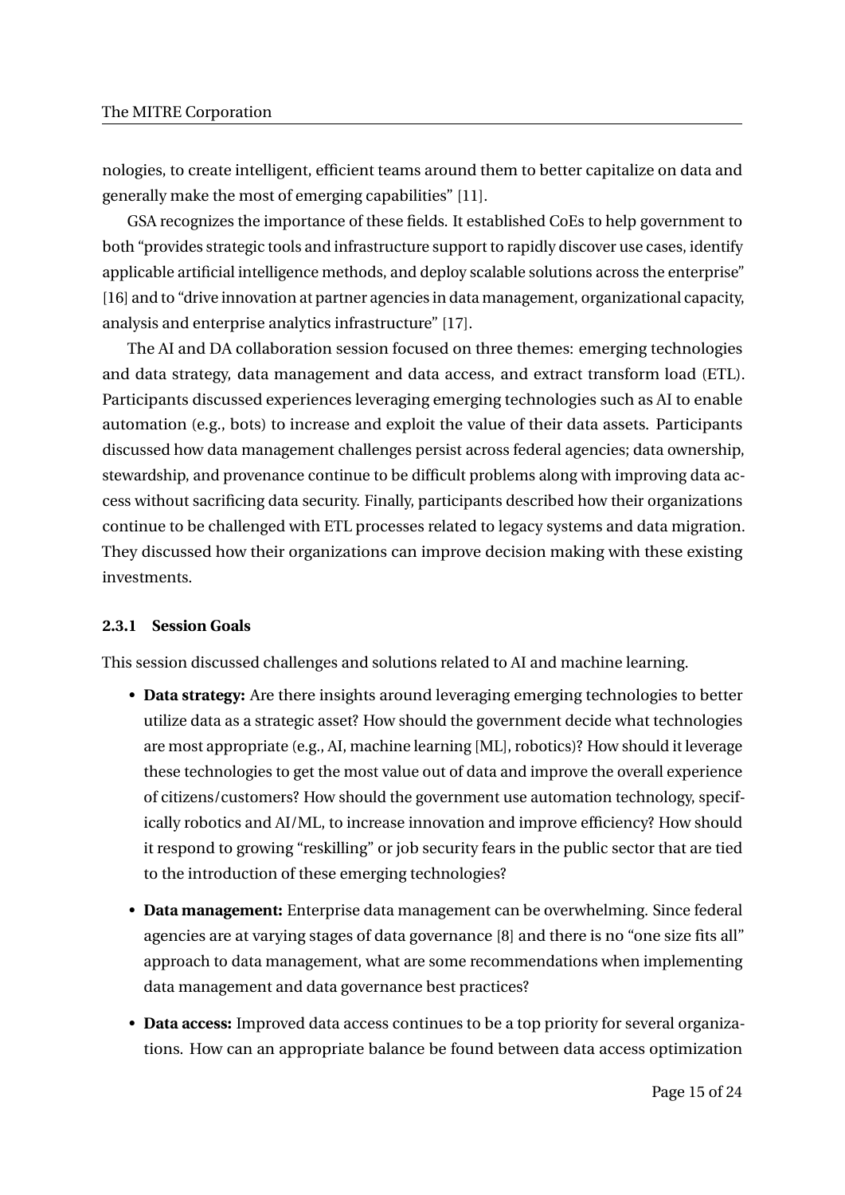nologies, to create intelligent, efficient teams around them to better capitalize on data and generally make the most of emerging capabilities" [11].

GSA recognizes the importance of these fields. It established CoEs to help government to both "provides strategic tools and infrastructure support to rapidly discover use cases, identify applicable artificial intelligence methods, and deploy scalable solutions across the enterprise" [16] and to "drive innovation at partner agencies in data management, organizational capacity, analysis and enterprise analytics infrastructure" [17].

The AI and DA collaboration session focused on three themes: emerging technologies and data strategy, data management and data access, and extract transform load (ETL). Participants discussed experiences leveraging emerging technologies such as AI to enable automation (e.g., bots) to increase and exploit the value of their data assets. Participants discussed how data management challenges persist across federal agencies; data ownership, stewardship, and provenance continue to be difficult problems along with improving data access without sacrificing data security. Finally, participants described how their organizations continue to be challenged with ETL processes related to legacy systems and data migration. They discussed how their organizations can improve decision making with these existing investments.

### 2.3.1 Session Goals

This session discussed challenges and solutions related to AI and machine learning.

- **Data strategy:** Are there insights around leveraging emerging technologies to better utilize data as a strategic asset? How should the government decide what technologies are most appropriate (e.g., AI, machine learning [ML], robotics)? How should it leverage these technologies to get the most value out of data and improve the overall experience of citizens/customers? How should the government use automation technology, specifically robotics and AI/ML, to increase innovation and improve efficiency? How should it respond to growing "reskilling" or job security fears in the public sector that are tied to the introduction of these emerging technologies?

- **Data management:** Enterprise data management can be overwhelming. Since federal agencies are at varying stages of data governance [8] and there is no "one size fits all" approach to data management, what are some recommendations when implementing data management and data governance best practices?

- **Data access:** Improved data access continues to be a top priority for several organizations. How can an appropriate balance be found between data access optimization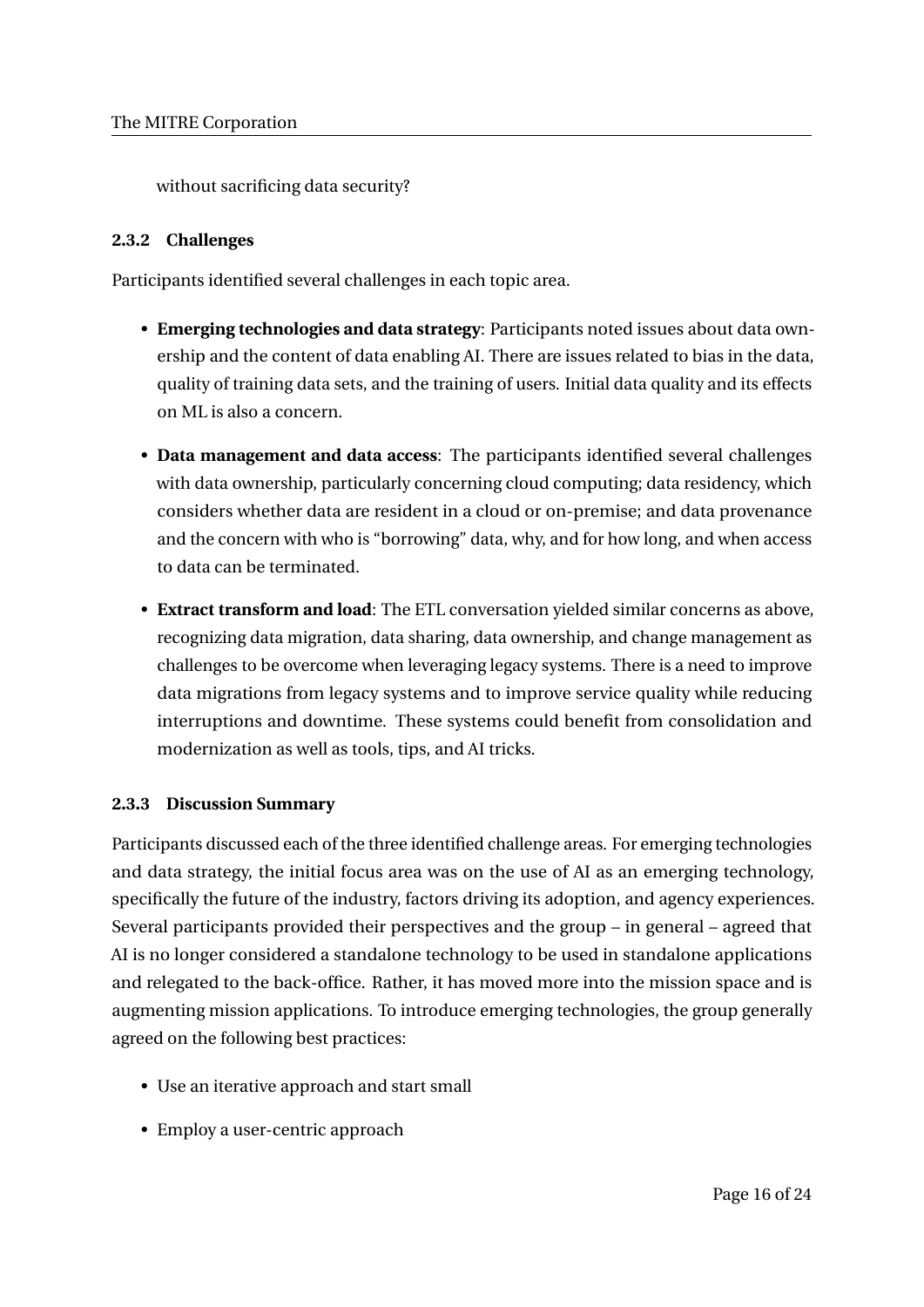without sacrificing data security?

### 2.3.2 Challenges

Participants identified several challenges in each topic area.

- **Emerging technologies and data strategy**: Participants noted issues about data ownership and the content of data enabling AI. There are issues related to bias in the data, quality of training data sets, and the training of users. Initial data quality and its effects on ML is also a concern.
- **Data management and data access**: The participants identified several challenges with data ownership, particularly concerning cloud computing; data residency, which considers whether data are resident in a cloud or on-premise; and data provenance and the concern with who is "borrowing" data, why, and for how long, and when access to data can be terminated.
- **Extract transform and load**: The ETL conversation yielded similar concerns as above, recognizing data migration, data sharing, data ownership, and change management as challenges to be overcome when leveraging legacy systems. There is a need to improve data migrations from legacy systems and to improve service quality while reducing interruptions and downtime. These systems could benefit from consolidation and modernization as well as tools, tips, and AI tricks.

### 2.3.3 Discussion Summary

Participants discussed each of the three identified challenge areas. For emerging technologies and data strategy, the initial focus area was on the use of AI as an emerging technology, specifically the future of the industry, factors driving its adoption, and agency experiences. Several participants provided their perspectives and the group – in general – agreed that AI is no longer considered a standalone technology to be used in standalone applications and relegated to the back-office. Rather, it has moved more into the mission space and is augmenting mission applications. To introduce emerging technologies, the group generally agreed on the following best practices:

- Use an iterative approach and start small
- Employ a user-centric approach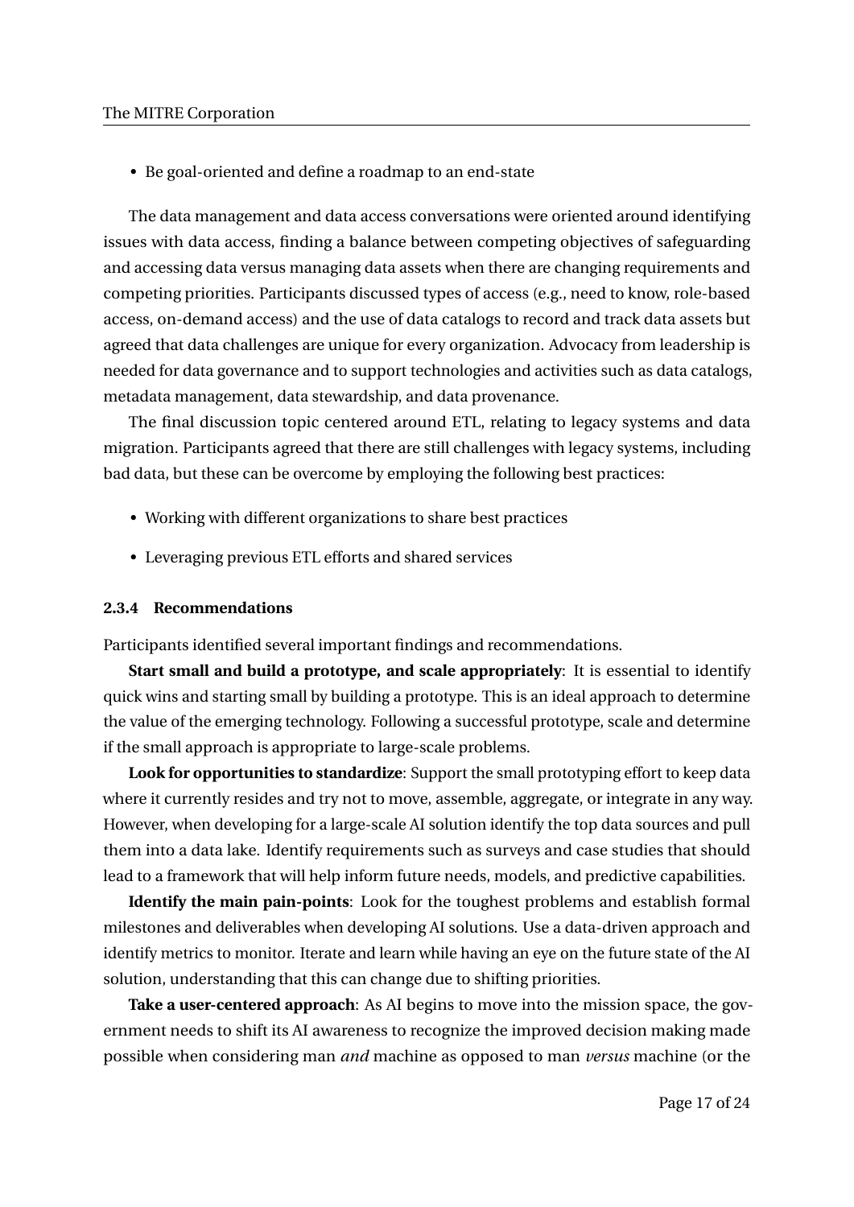- Be goal-oriented and define a roadmap to an end-state

The data management and data access conversations were oriented around identifying issues with data access, finding a balance between competing objectives of safeguarding and accessing data versus managing data assets when there are changing requirements and competing priorities. Participants discussed types of access (e.g., need to know, role-based access, on-demand access) and the use of data catalogs to record and track data assets but agreed that data challenges are unique for every organization. Advocacy from leadership is needed for data governance and to support technologies and activities such as data catalogs, metadata management, data stewardship, and data provenance.

The final discussion topic centered around ETL, relating to legacy systems and data migration. Participants agreed that there are still challenges with legacy systems, including bad data, but these can be overcome by employing the following best practices:

- Working with different organizations to share best practices
- Leveraging previous ETL efforts and shared services

#### 2.3.4 Recommendations

Participants identified several important findings and recommendations.

**Start small and build a prototype, and scale appropriately**: It is essential to identify quick wins and starting small by building a prototype. This is an ideal approach to determine the value of the emerging technology. Following a successful prototype, scale and determine if the small approach is appropriate to large-scale problems.

**Look for opportunities to standardize**: Support the small prototyping effort to keep data where it currently resides and try not to move, assemble, aggregate, or integrate in any way. However, when developing for a large-scale AI solution identify the top data sources and pull them into a data lake. Identify requirements such as surveys and case studies that should lead to a framework that will help inform future needs, models, and predictive capabilities.

**Identify the main pain-points**: Look for the toughest problems and establish formal milestones and deliverables when developing AI solutions. Use a data-driven approach and identify metrics to monitor. Iterate and learn while having an eye on the future state of the AI solution, understanding that this can change due to shifting priorities.

**Take a user-centered approach**: As AI begins to move into the mission space, the government needs to shift its AI awareness to recognize the improved decision making made possible when considering man *and* machine as opposed to man *versus* machine (or the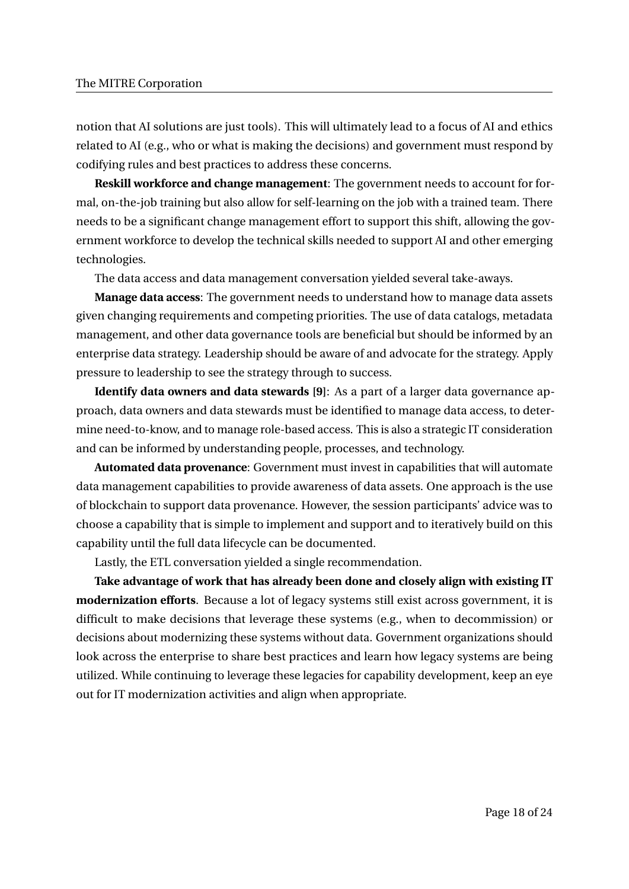notion that AI solutions are just tools). This will ultimately lead to a focus of AI and ethics related to AI (e.g., who or what is making the decisions) and government must respond by codifying rules and best practices to address these concerns.

**Reskill workforce and change management**: The government needs to account for formal, on-the-job training but also allow for self-learning on the job with a trained team. There needs to be a significant change management effort to support this shift, allowing the government workforce to develop the technical skills needed to support AI and other emerging technologies.

The data access and data management conversation yielded several take-aways.

**Manage data access**: The government needs to understand how to manage data assets given changing requirements and competing priorities. The use of data catalogs, metadata management, and other data governance tools are beneficial but should be informed by an enterprise data strategy. Leadership should be aware of and advocate for the strategy. Apply pressure to leadership to see the strategy through to success.

**Identify data owners and data stewards [9]**: As a part of a larger data governance approach, data owners and data stewards must be identified to manage data access, to determine need-to-know, and to manage role-based access. This is also a strategic IT consideration and can be informed by understanding people, processes, and technology.

**Automated data provenance**: Government must invest in capabilities that will automate data management capabilities to provide awareness of data assets. One approach is the use of blockchain to support data provenance. However, the session participants' advice was to choose a capability that is simple to implement and support and to iteratively build on this capability until the full data lifecycle can be documented.

Lastly, the ETL conversation yielded a single recommendation.

**Take advantage of work that has already been done and closely align with existing IT modernization efforts**. Because a lot of legacy systems still exist across government, it is difficult to make decisions that leverage these systems (e.g., when to decommission) or decisions about modernizing these systems without data. Government organizations should look across the enterprise to share best practices and learn how legacy systems are being utilized. While continuing to leverage these legacies for capability development, keep an eye out for IT modernization activities and align when appropriate.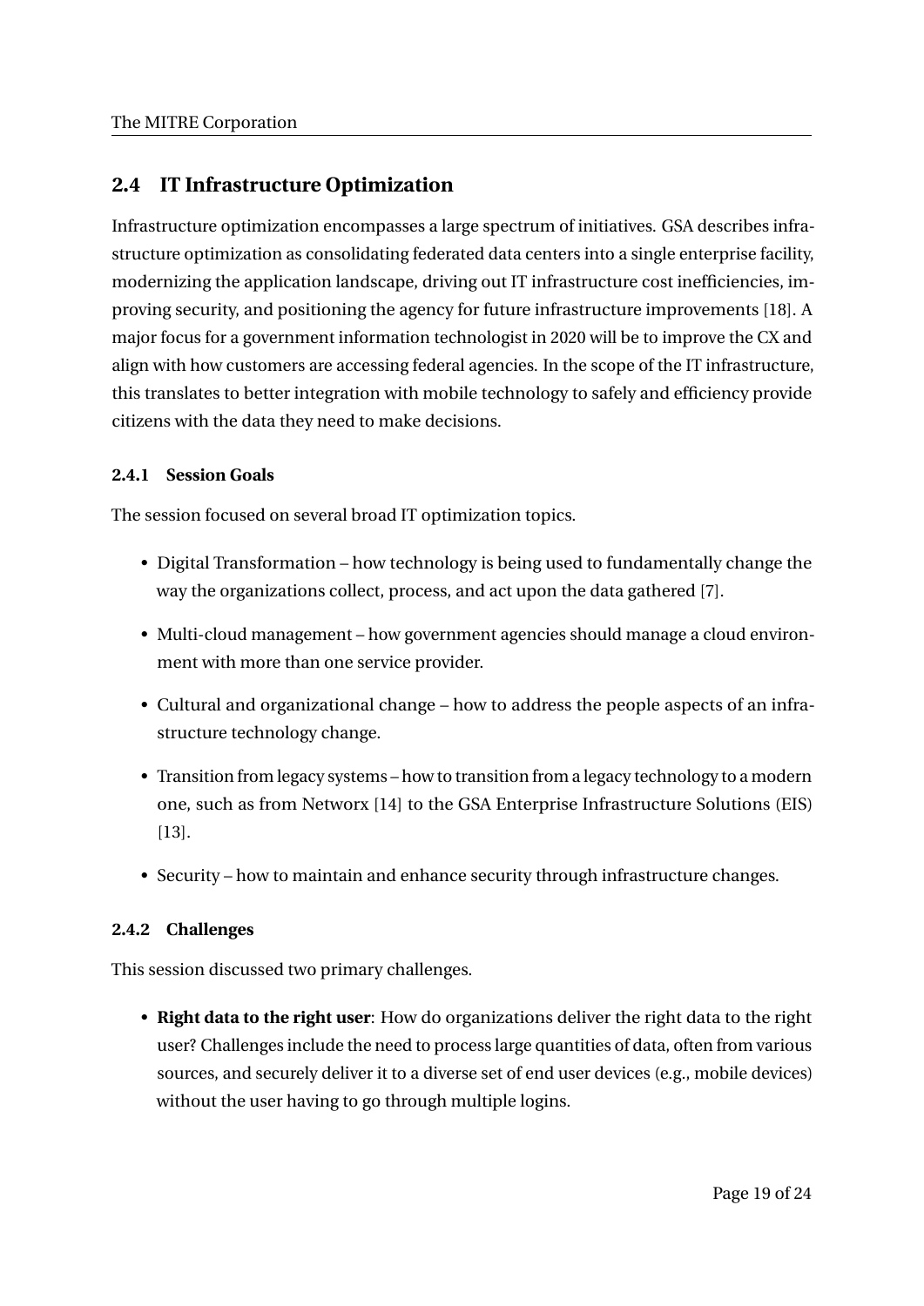## 2.4 IT Infrastructure Optimization

Infrastructure optimization encompasses a large spectrum of initiatives. GSA describes infrastructure optimization as consolidating federated data centers into a single enterprise facility, modernizing the application landscape, driving out IT infrastructure cost inefficiencies, improving security, and positioning the agency for future infrastructure improvements [18]. A major focus for a government information technologist in 2020 will be to improve the CX and align with how customers are accessing federal agencies. In the scope of the IT infrastructure, this translates to better integration with mobile technology to safely and efficiency provide citizens with the data they need to make decisions.

### 2.4.1 Session Goals

The session focused on several broad IT optimization topics.

- Digital Transformation – how technology is being used to fundamentally change the way the organizations collect, process, and act upon the data gathered [7].
- Multi-cloud management – how government agencies should manage a cloud environment with more than one service provider.
- Cultural and organizational change – how to address the people aspects of an infrastructure technology change.
- Transition from legacy systems – how to transition from a legacy technology to a modern one, such as from Networx [14] to the GSA Enterprise Infrastructure Solutions (EIS) [13].
- Security – how to maintain and enhance security through infrastructure changes.

### 2.4.2 Challenges

This session discussed two primary challenges.

- **Right data to the right user**: How do organizations deliver the right data to the right user? Challenges include the need to process large quantities of data, often from various sources, and securely deliver it to a diverse set of end user devices (e.g., mobile devices) without the user having to go through multiple logins.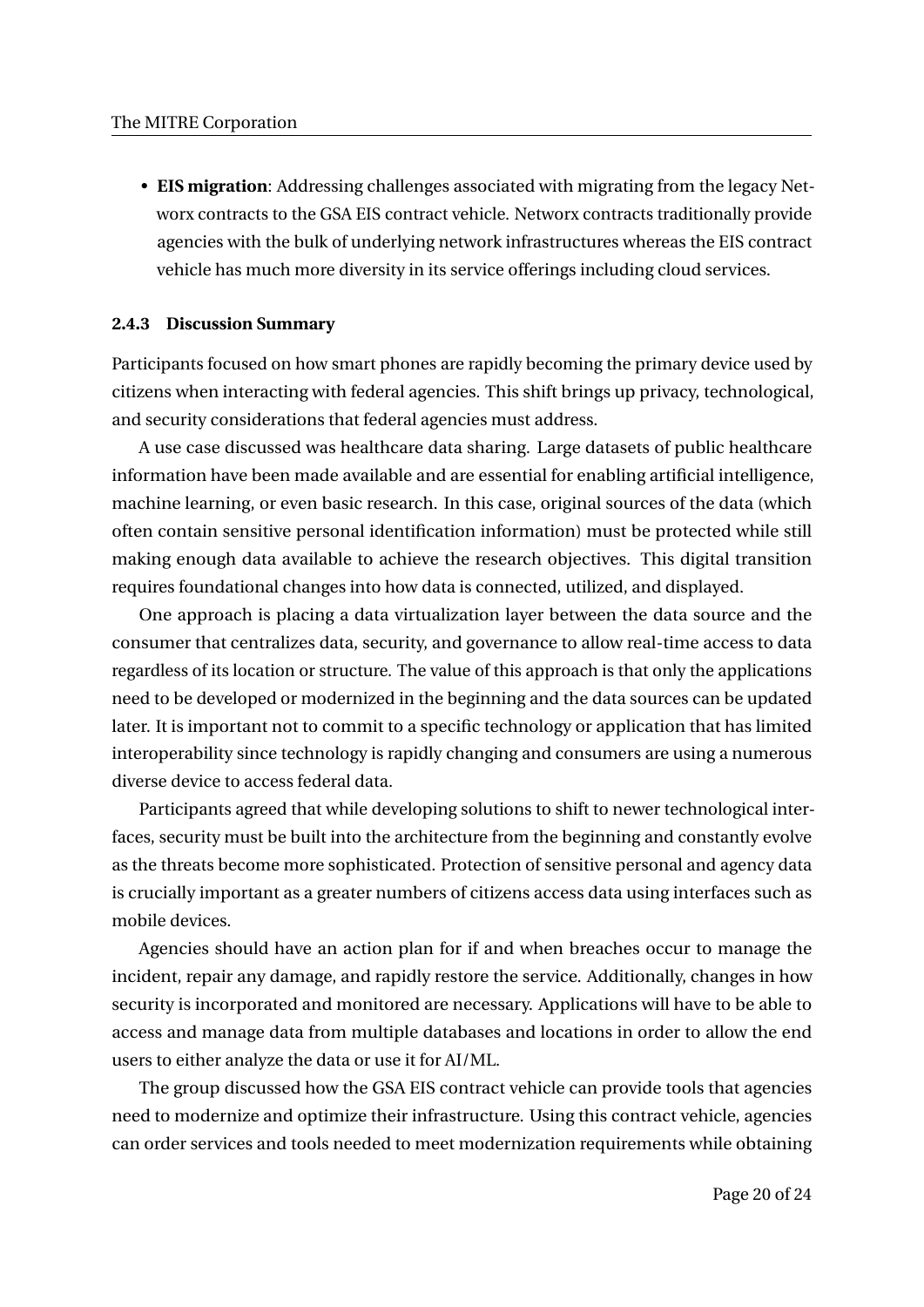- **EIS migration**: Addressing challenges associated with migrating from the legacy Networx contracts to the GSA EIS contract vehicle. Networx contracts traditionally provide agencies with the bulk of underlying network infrastructures whereas the EIS contract vehicle has much more diversity in its service offerings including cloud services.

### 2.4.3 Discussion Summary

Participants focused on how smart phones are rapidly becoming the primary device used by citizens when interacting with federal agencies. This shift brings up privacy, technological, and security considerations that federal agencies must address.

A use case discussed was healthcare data sharing. Large datasets of public healthcare information have been made available and are essential for enabling artificial intelligence, machine learning, or even basic research. In this case, original sources of the data (which often contain sensitive personal identification information) must be protected while still making enough data available to achieve the research objectives. This digital transition requires foundational changes into how data is connected, utilized, and displayed.

One approach is placing a data virtualization layer between the data source and the consumer that centralizes data, security, and governance to allow real-time access to data regardless of its location or structure. The value of this approach is that only the applications need to be developed or modernized in the beginning and the data sources can be updated later. It is important not to commit to a specific technology or application that has limited interoperability since technology is rapidly changing and consumers are using a numerous diverse device to access federal data.

Participants agreed that while developing solutions to shift to newer technological interfaces, security must be built into the architecture from the beginning and constantly evolve as the threats become more sophisticated. Protection of sensitive personal and agency data is crucially important as a greater numbers of citizens access data using interfaces such as mobile devices.

Agencies should have an action plan for if and when breaches occur to manage the incident, repair any damage, and rapidly restore the service. Additionally, changes in how security is incorporated and monitored are necessary. Applications will have to be able to access and manage data from multiple databases and locations in order to allow the end users to either analyze the data or use it for AI/ML.

The group discussed how the GSA EIS contract vehicle can provide tools that agencies need to modernize and optimize their infrastructure. Using this contract vehicle, agencies can order services and tools needed to meet modernization requirements while obtaining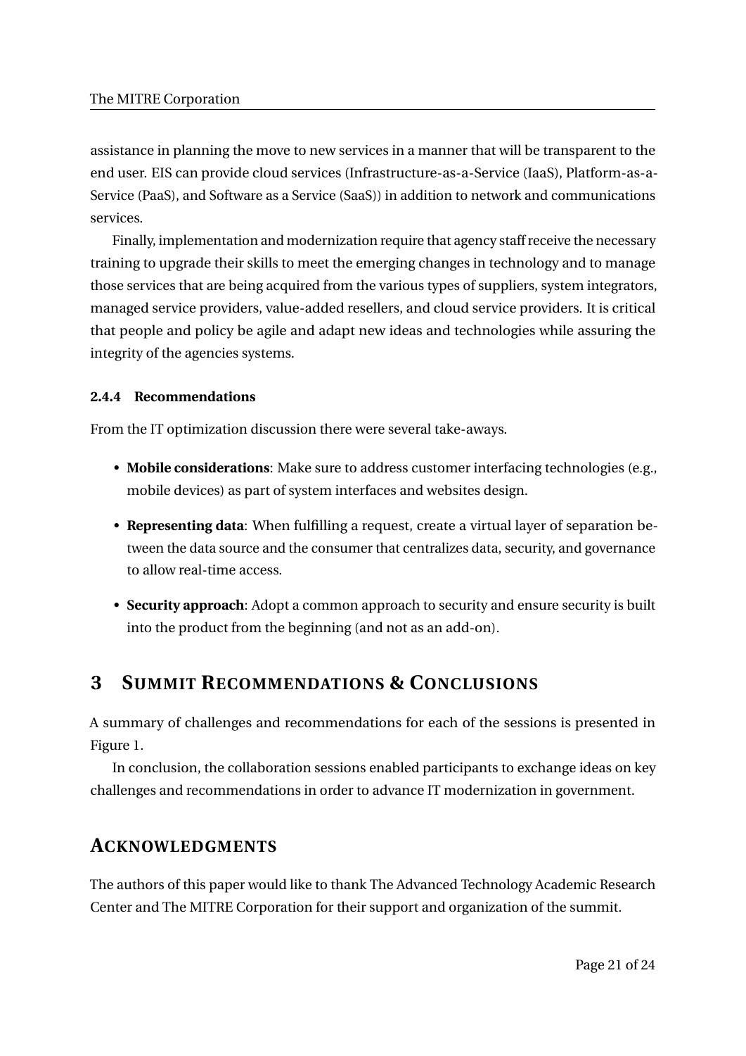assistance in planning the move to new services in a manner that will be transparent to the end user. EIS can provide cloud services (Infrastructure-as-a-Service (IaaS), Platform-as-a-Service (PaaS), and Software as a Service (SaaS)) in addition to network and communications services.

Finally, implementation and modernization require that agency staff receive the necessary training to upgrade their skills to meet the emerging changes in technology and to manage those services that are being acquired from the various types of suppliers, system integrators, managed service providers, value-added resellers, and cloud service providers. It is critical that people and policy be agile and adapt new ideas and technologies while assuring the integrity of the agencies systems.

#### 2.4.4 Recommendations

From the IT optimization discussion there were several take-aways.

- **Mobile considerations**: Make sure to address customer interfacing technologies (e.g., mobile devices) as part of system interfaces and websites design.
- **Representing data**: When fulfilling a request, create a virtual layer of separation between the data source and the consumer that centralizes data, security, and governance to allow real-time access.
- **Security approach**: Adopt a common approach to security and ensure security is built into the product from the beginning (and not as an add-on).

## 3 Summit Recommendations & Conclusions

A summary of challenges and recommendations for each of the sessions is presented in Figure 1.

In conclusion, the collaboration sessions enabled participants to exchange ideas on key challenges and recommendations in order to advance IT modernization in government.

## Acknowledgments

The authors of this paper would like to thank The Advanced Technology Academic Research Center and The MITRE Corporation for their support and organization of the summit.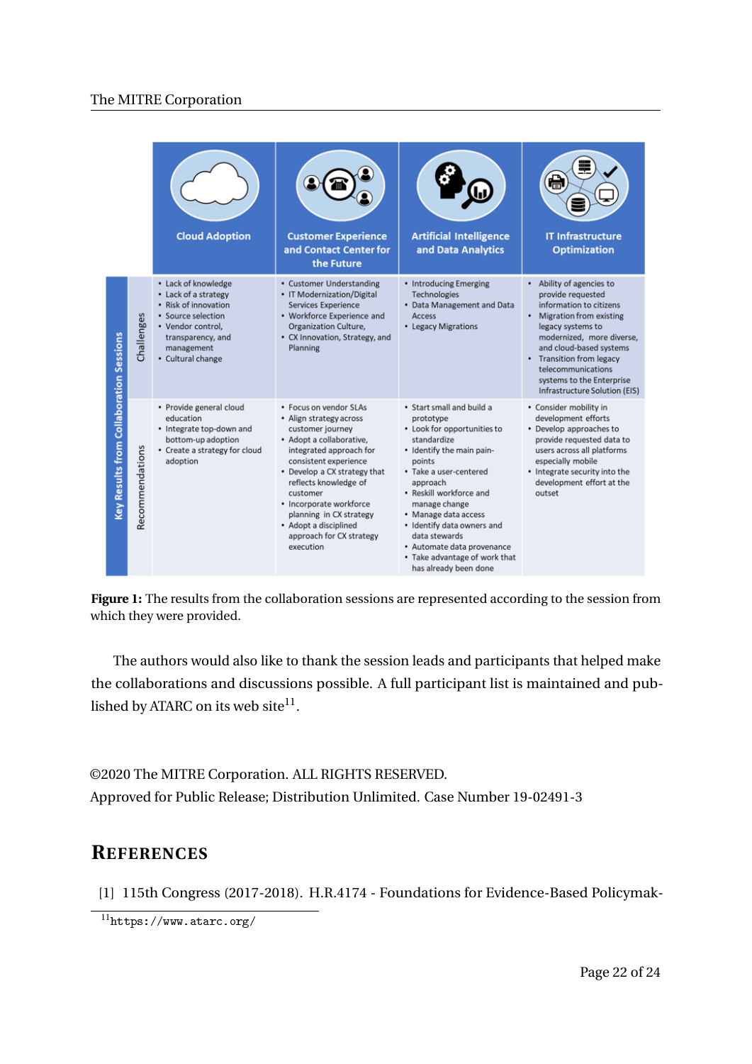| Key Results from Collaboration Sessions | Cloud Adoption | Customer Experience and Contact Center for the Future | Artificial Intelligence and Data Analytics | IT Infrastructure Optimization |
|---|---|---|---|---|
| Challenges | • Lack of knowledge<br>• Lack of a strategy<br>• Risk of innovation<br>• Source selection<br>• Vendor control, transparency, and management<br>• Cultural change | • Customer Understanding<br>• IT Modernization/Digital Services Experience<br>• Workforce Experience and Organization Culture,<br>• CX Innovation, Strategy, and Planning | • Introducing Emerging Technologies<br>• Data Management and Data Access<br>• Legacy Migrations | • Ability of agencies to provide requested information to citizens<br>• Migration from existing legacy systems to modernized, more diverse, and cloud-based systems<br>• Transition from legacy telecommunications systems to the Enterprise Infrastructure Solution (EIS) |
| Recommendations | • Provide general cloud education<br>• Integrate top-down and bottom-up adoption<br>• Create a strategy for cloud adoption | • Focus on vendor SLAs<br>• Align strategy across customer journey<br>• Adopt a collaborative, integrated approach for consistent experience<br>• Develop a CX strategy that reflects knowledge of customer<br>• Incorporate workforce planning in CX strategy<br>• Adopt a disciplined approach for CX strategy execution | • Start small and build a prototype<br>• Look for opportunities to standardize<br>• Identify the main pain-points<br>• Take a user-centered approach<br>• Reskill workforce and manage change<br>• Manage data access<br>• Identify data owners and data stewards<br>• Automate data provenance<br>• Take advantage of work that has already been done | • Consider mobility in development efforts<br>• Develop approaches to provide requested data to users across all platforms especially mobile<br>• Integrate security into the development effort at the outset |

**Figure 1:** The results from the collaboration sessions are represented according to the session from which they were provided.

The authors would also like to thank the session leads and participants that helped make the collaborations and discussions possible. A full participant list is maintained and published by ATARC on its web site[11].

©2020 The MITRE Corporation. ALL RIGHTS RESERVED.
Approved for Public Release; Distribution Unlimited. Case Number 19-02491-3

## REFERENCES

[1] 115th Congress (2017-2018). H.R.4174 - Foundations for Evidence-Based Policymak-

[11] https://www.atarc.org/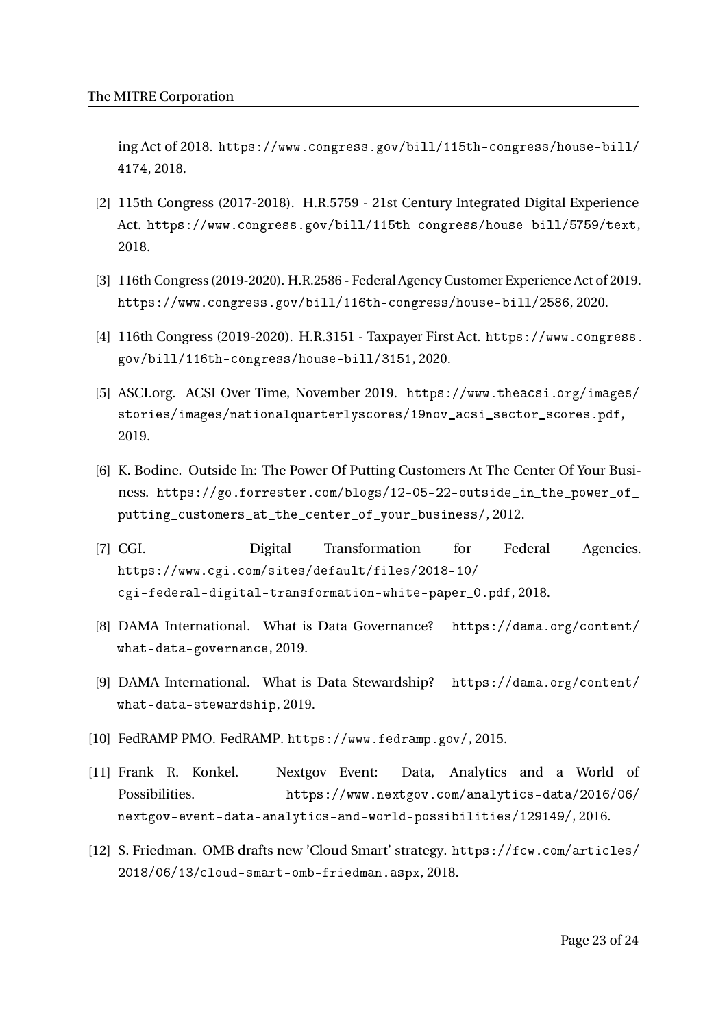ing Act of 2018. https://www.congress.gov/bill/115th-congress/house-bill/4174, 2018.

[2] 115th Congress (2017-2018). H.R.5759 - 21st Century Integrated Digital Experience Act. https://www.congress.gov/bill/115th-congress/house-bill/5759/text, 2018.

[3] 116th Congress (2019-2020). H.R.2586 - Federal Agency Customer Experience Act of 2019. https://www.congress.gov/bill/116th-congress/house-bill/2586, 2020.

[4] 116th Congress (2019-2020). H.R.3151 - Taxpayer First Act. https://www.congress.gov/bill/116th-congress/house-bill/3151, 2020.

[5] ASCI.org. ACSI Over Time, November 2019. https://www.theacsi.org/images/stories/images/nationalquarterlyscores/19nov_acsi_sector_scores.pdf, 2019.

[6] K. Bodine. Outside In: The Power Of Putting Customers At The Center Of Your Business. https://go.forrester.com/blogs/12-05-22-outside_in_the_power_of_putting_customers_at_the_center_of_your_business/, 2012.

[7] CGI. Digital Transformation for Federal Agencies. https://www.cgi.com/sites/default/files/2018-10/cgi-federal-digital-transformation-white-paper_0.pdf, 2018.

[8] DAMA International. What is Data Governance? https://dama.org/content/what-data-governance, 2019.

[9] DAMA International. What is Data Stewardship? https://dama.org/content/what-data-stewardship, 2019.

[10] FedRAMP PMO. FedRAMP. https://www.fedramp.gov/, 2015.

[11] Frank R. Konkel. Nextgov Event: Data, Analytics and a World of Possibilities. https://www.nextgov.com/analytics-data/2016/06/nextgov-event-data-analytics-and-world-possibilities/129149/, 2016.

[12] S. Friedman. OMB drafts new 'Cloud Smart' strategy. https://fcw.com/articles/2018/06/13/cloud-smart-omb-friedman.aspx, 2018.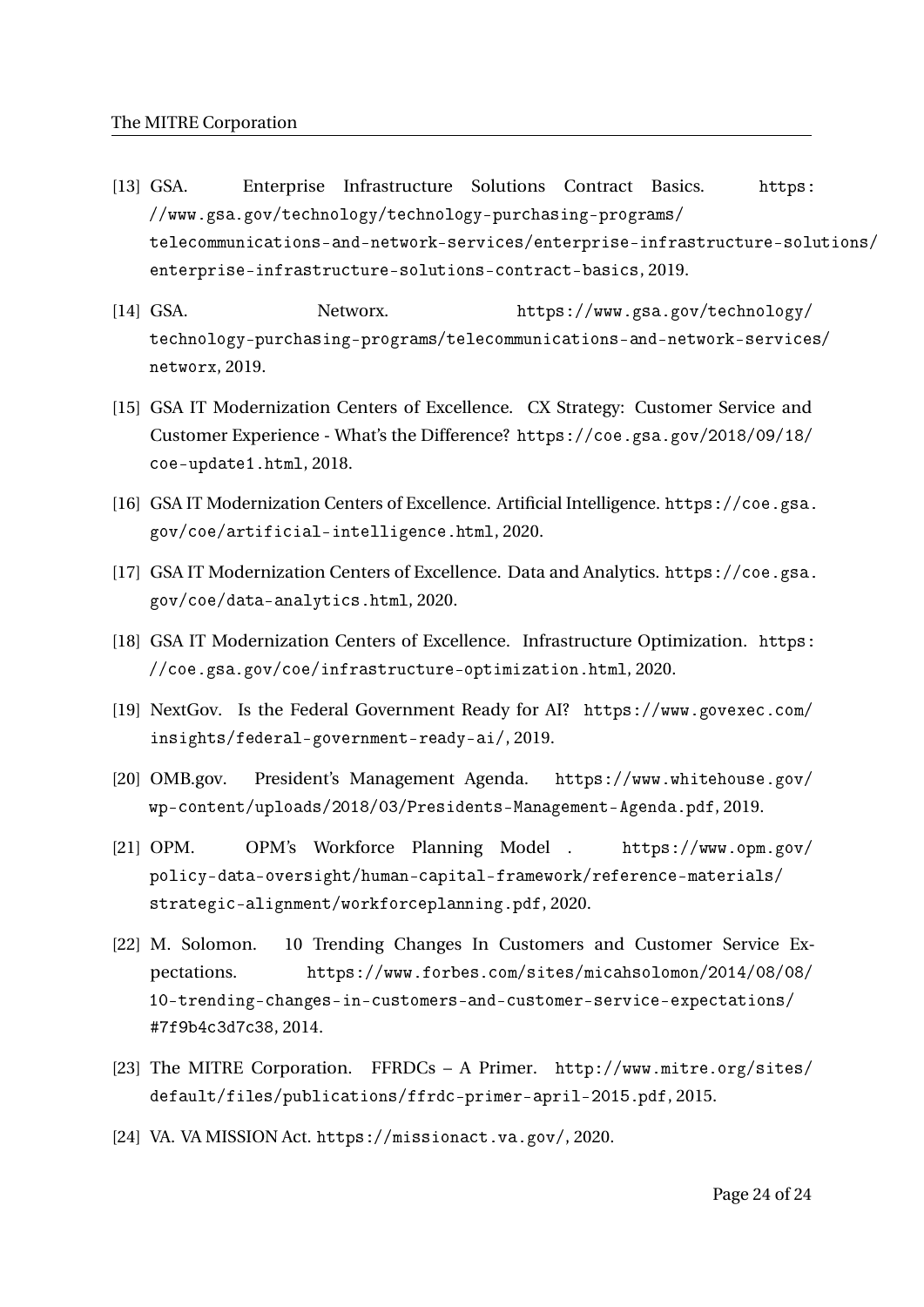[13] GSA. Enterprise Infrastructure Solutions Contract Basics. https://www.gsa.gov/technology/technology-purchasing-programs/telecommunications-and-network-services/enterprise-infrastructure-solutions/enterprise-infrastructure-solutions-contract-basics, 2019.

[14] GSA. Networx. https://www.gsa.gov/technology/technology-purchasing-programs/telecommunications-and-network-services/networx, 2019.

[15] GSA IT Modernization Centers of Excellence. CX Strategy: Customer Service and Customer Experience - What's the Difference? https://coe.gsa.gov/2018/09/18/coe-update1.html, 2018.

[16] GSA IT Modernization Centers of Excellence. Artificial Intelligence. https://coe.gsa.gov/coe/artificial-intelligence.html, 2020.

[17] GSA IT Modernization Centers of Excellence. Data and Analytics. https://coe.gsa.gov/coe/data-analytics.html, 2020.

[18] GSA IT Modernization Centers of Excellence. Infrastructure Optimization. https://coe.gsa.gov/coe/infrastructure-optimization.html, 2020.

[19] NextGov. Is the Federal Government Ready for AI? https://www.govexec.com/insights/federal-government-ready-ai/, 2019.

[20] OMB.gov. President's Management Agenda. https://www.whitehouse.gov/wp-content/uploads/2018/03/Presidents-Management-Agenda.pdf, 2019.

[21] OPM. OPM's Workforce Planning Model . https://www.opm.gov/policy-data-oversight/human-capital-framework/reference-materials/strategic-alignment/workforceplanning.pdf, 2020.

[22] M. Solomon. 10 Trending Changes In Customers and Customer Service Expectations. https://www.forbes.com/sites/micahsolomon/2014/08/08/10-trending-changes-in-customers-and-customer-service-expectations/#7f9b4c3d7c38, 2014.

[23] The MITRE Corporation. FFRDCs – A Primer. http://www.mitre.org/sites/default/files/publications/ffrdc-primer-april-2015.pdf, 2015.

[24] VA. VA MISSION Act. https://missionact.va.gov/, 2020.